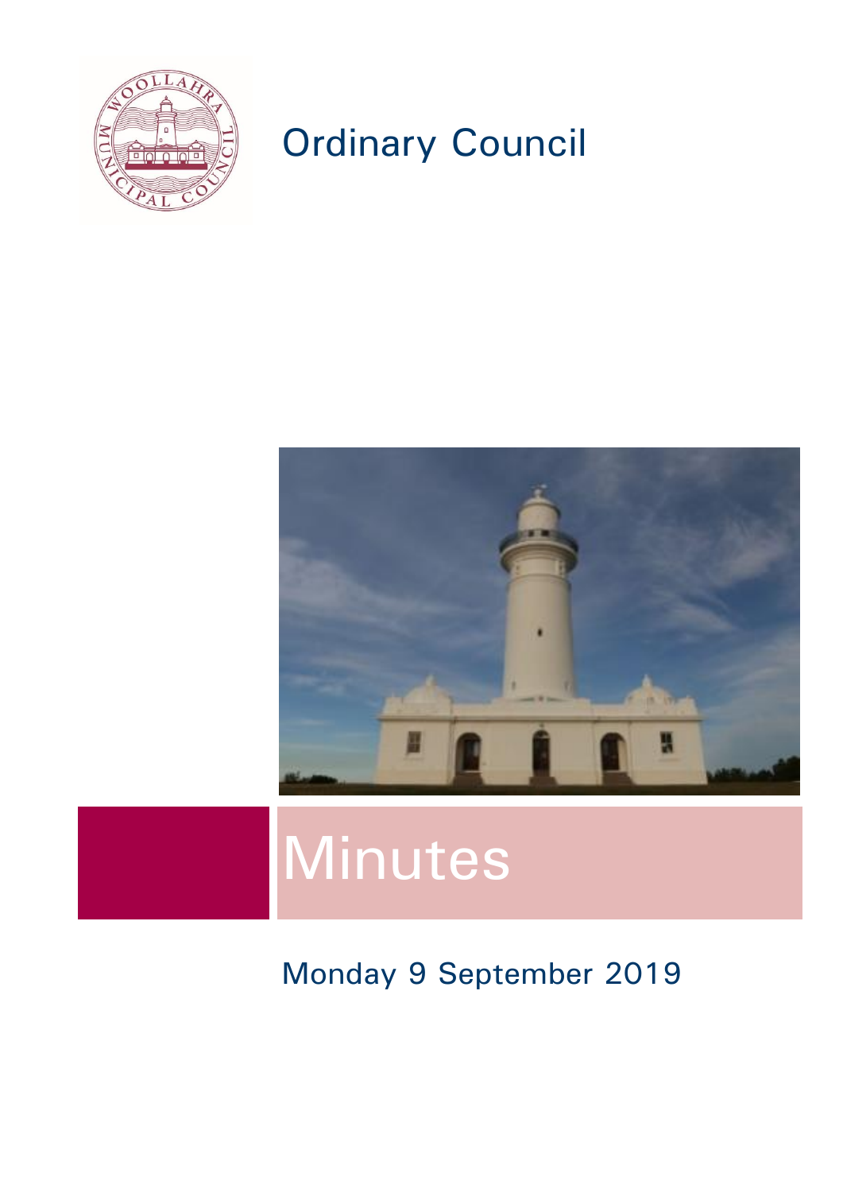# Ordinary Council

# Minutes

Monday 9 September 2019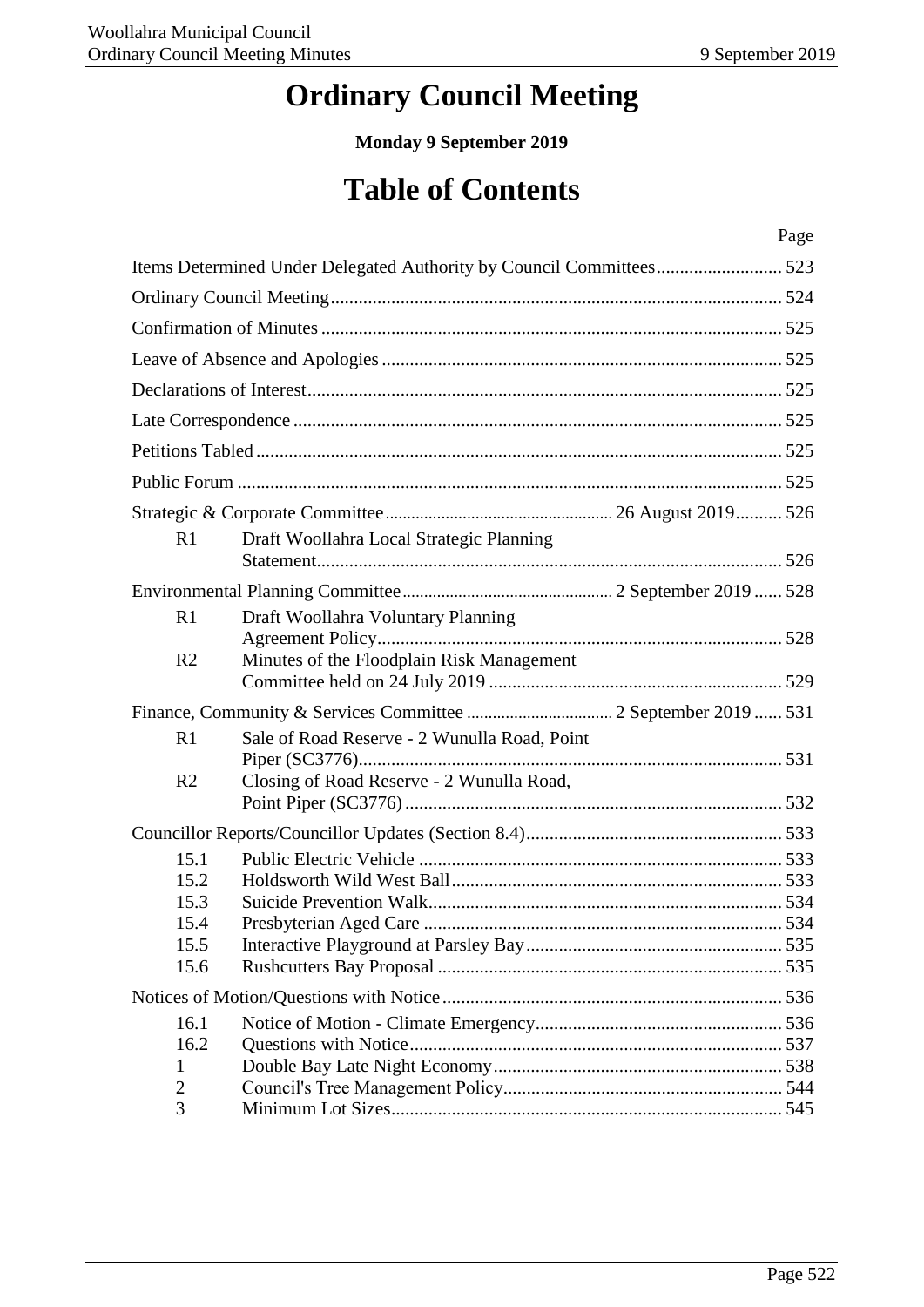# Ordinary Council Meeting

**Monday 9 September 2019**

# Table of Contents

| | | Page |
|---|---|---|
| Items Determined Under Delegated Authority by Council Committees | | 523 |
| Ordinary Council Meeting | | 524 |
| Confirmation of Minutes | | 525 |
| Leave of Absence and Apologies | | 525 |
| Declarations of Interest | | 525 |
| Late Correspondence | | 525 |
| Petitions Tabled | | 525 |
| Public Forum | | 525 |
| Strategic & Corporate Committee | 26 August 2019 | 526 |
| R1 | Draft Woollahra Local Strategic Planning Statement | 526 |
| Environmental Planning Committee | 2 September 2019 | 528 |
| R1 | Draft Woollahra Voluntary Planning Agreement Policy | 528 |
| R2 | Minutes of the Floodplain Risk Management Committee held on 24 July 2019 | 529 |
| Finance, Community & Services Committee | 2 September 2019 | 531 |
| R1 | Sale of Road Reserve - 2 Wunulla Road, Point Piper (SC3776) | 531 |
| R2 | Closing of Road Reserve - 2 Wunulla Road, Point Piper (SC3776) | 532 |
| Councillor Reports/Councillor Updates (Section 8.4) | | 533 |
| 15.1 | Public Electric Vehicle | 533 |
| 15.2 | Holdsworth Wild West Ball | 533 |
| 15.3 | Suicide Prevention Walk | 534 |
| 15.4 | Presbyterian Aged Care | 534 |
| 15.5 | Interactive Playground at Parsley Bay | 535 |
| 15.6 | Rushcutters Bay Proposal | 535 |
| Notices of Motion/Questions with Notice | | 536 |
| 16.1 | Notice of Motion - Climate Emergency | 536 |
| 16.2 | Questions with Notice | 537 |
| 1 | Double Bay Late Night Economy | 538 |
| 2 | Council's Tree Management Policy | 544 |
| 3 | Minimum Lot Sizes | 545 |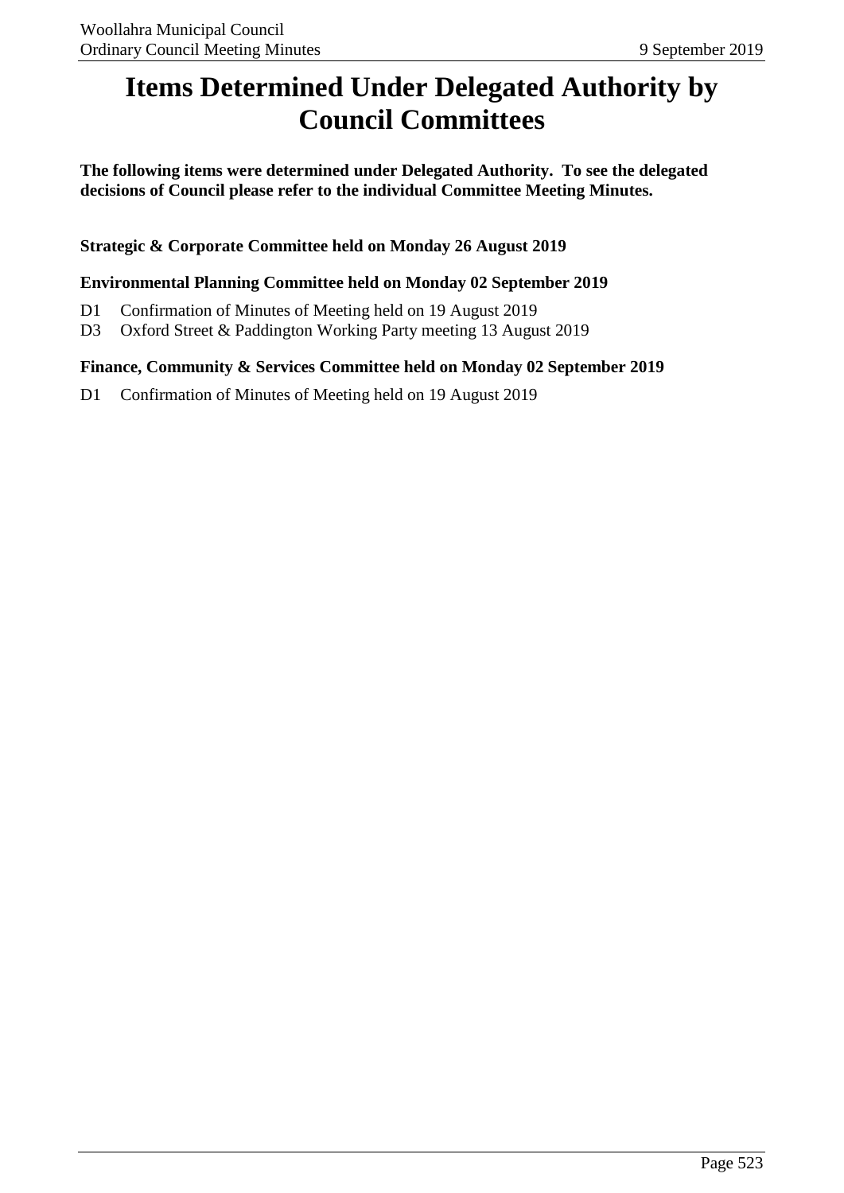# Items Determined Under Delegated Authority by Council Committees

**The following items were determined under Delegated Authority. To see the delegated decisions of Council please refer to the individual Committee Meeting Minutes.**

**Strategic & Corporate Committee held on Monday 26 August 2019**

**Environmental Planning Committee held on Monday 02 September 2019**

- D1 Confirmation of Minutes of Meeting held on 19 August 2019
- D3 Oxford Street & Paddington Working Party meeting 13 August 2019

**Finance, Community & Services Committee held on Monday 02 September 2019**

- D1 Confirmation of Minutes of Meeting held on 19 August 2019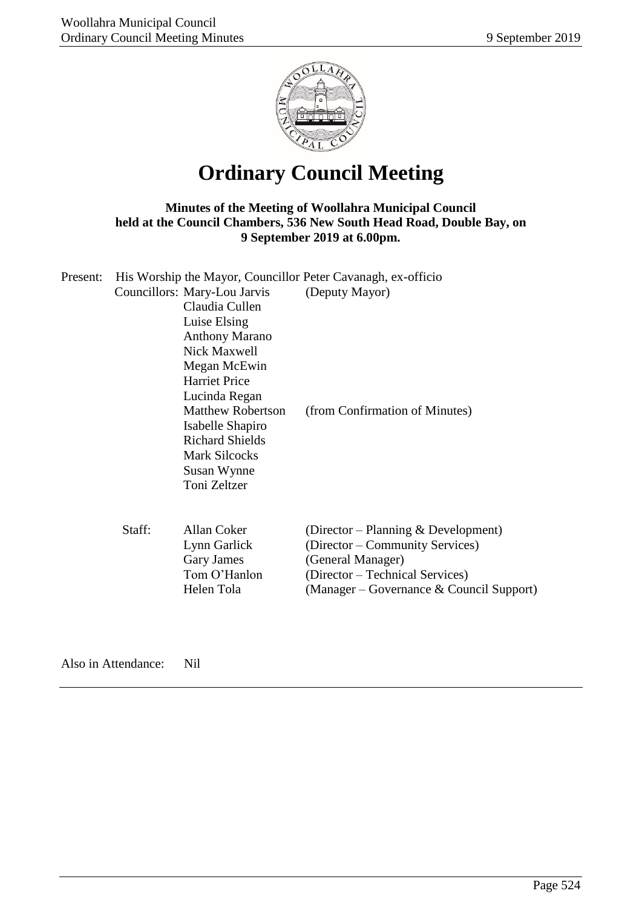# Ordinary Council Meeting

**Minutes of the Meeting of Woollahra Municipal Council held at the Council Chambers, 536 New South Head Road, Double Bay, on 9 September 2019 at 6.00pm.**

Present: His Worship the Mayor, Councillor Peter Cavanagh, ex-officio

| | | |
|---|---|---|
| Councillors: | Mary-Lou Jarvis | (Deputy Mayor) |
| | Claudia Cullen | |
| | Luise Elsing | |
| | Anthony Marano | |
| | Nick Maxwell | |
| | Megan McEwin | |
| | Harriet Price | |
| | Lucinda Regan | |
| | Matthew Robertson | (from Confirmation of Minutes) |
| | Isabelle Shapiro | |
| | Richard Shields | |
| | Mark Silcocks | |
| | Susan Wynne | |
| | Toni Zeltzer | |

| | | |
|---|---|---|
| Staff: | Allan Coker | (Director – Planning & Development) |
| | Lynn Garlick | (Director – Community Services) |
| | Gary James | (General Manager) |
| | Tom O'Hanlon | (Director – Technical Services) |
| | Helen Tola | (Manager – Governance & Council Support) |

Also in Attendance: Nil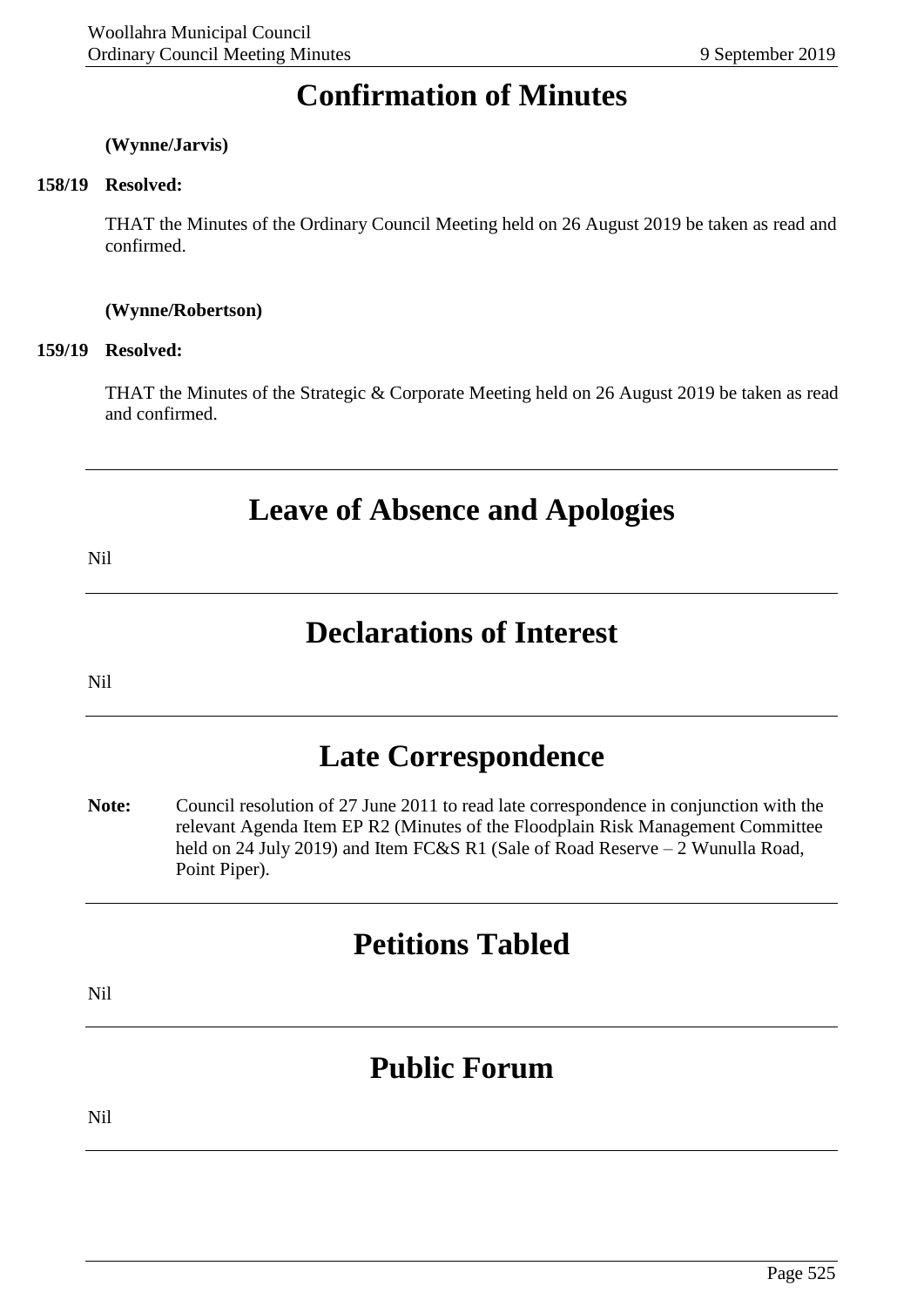# Confirmation of Minutes

**(Wynne/Jarvis)**

**158/19 Resolved:**

THAT the Minutes of the Ordinary Council Meeting held on 26 August 2019 be taken as read and confirmed.

**(Wynne/Robertson)**

**159/19 Resolved:**

THAT the Minutes of the Strategic & Corporate Meeting held on 26 August 2019 be taken as read and confirmed.

---

# Leave of Absence and Apologies

Nil

---

# Declarations of Interest

Nil

---

# Late Correspondence

**Note:** Council resolution of 27 June 2011 to read late correspondence in conjunction with the relevant Agenda Item EP R2 (Minutes of the Floodplain Risk Management Committee held on 24 July 2019) and Item FC&S R1 (Sale of Road Reserve – 2 Wunulla Road, Point Piper).

---

# Petitions Tabled

Nil

---

# Public Forum

Nil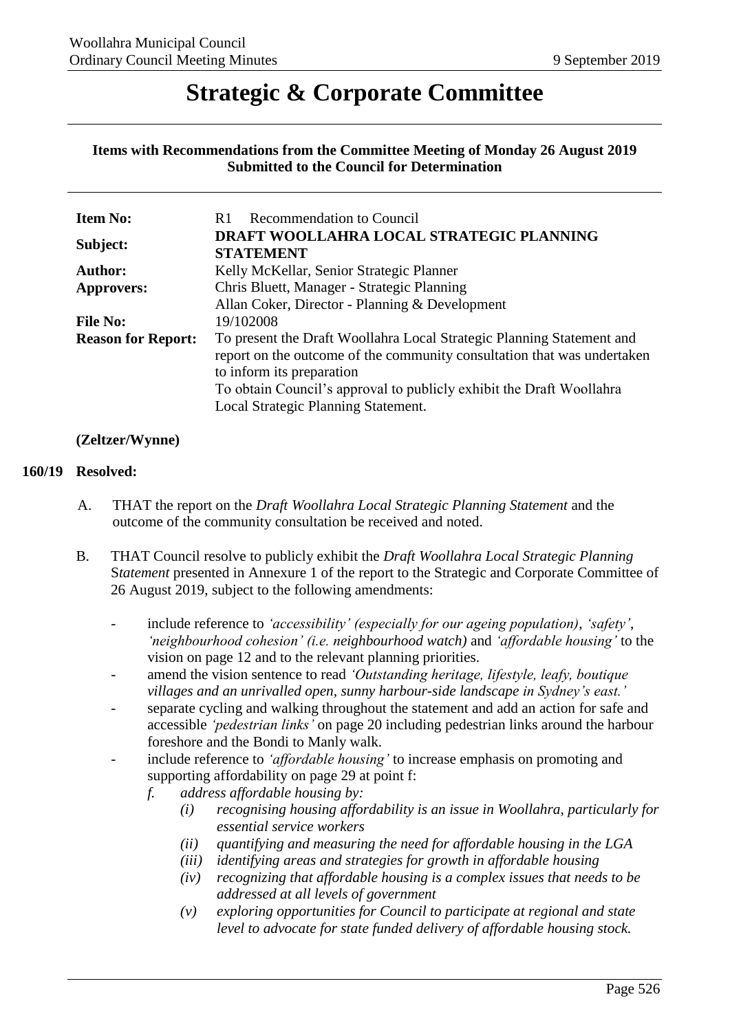# Strategic & Corporate Committee

**Items with Recommendations from the Committee Meeting of Monday 26 August 2019 Submitted to the Council for Determination**

| | |
|---|---|
| **Item No:** | R1 Recommendation to Council |
| **Subject:** | **DRAFT WOOLLAHRA LOCAL STRATEGIC PLANNING STATEMENT** |
| **Author:** | Kelly McKellar, Senior Strategic Planner |
| **Approvers:** | Chris Bluett, Manager - Strategic Planning<br>Allan Coker, Director - Planning & Development |
| **File No:** | 19/102008 |
| **Reason for Report:** | To present the Draft Woollahra Local Strategic Planning Statement and report on the outcome of the community consultation that was undertaken to inform its preparation<br>To obtain Council's approval to publicly exhibit the Draft Woollahra Local Strategic Planning Statement. |

**(Zeltzer/Wynne)**

**160/19 Resolved:**

A. THAT the report on the *Draft Woollahra Local Strategic Planning Statement* and the outcome of the community consultation be received and noted.

B. THAT Council resolve to publicly exhibit the *Draft Woollahra Local Strategic Planning Statement* presented in Annexure 1 of the report to the Strategic and Corporate Committee of 26 August 2019, subject to the following amendments:

- include reference to *'accessibility' (especially for our ageing population)*, *'safety'*, *'neighbourhood cohesion' (i.e. neighbourhood watch)* and *'affordable housing'* to the vision on page 12 and to the relevant planning priorities.
- amend the vision sentence to read *'Outstanding heritage, lifestyle, leafy, boutique villages and an unrivalled open, sunny harbour-side landscape in Sydney's east.'*
- separate cycling and walking throughout the statement and add an action for safe and accessible *'pedestrian links'* on page 20 including pedestrian links around the harbour foreshore and the Bondi to Manly walk.
- include reference to *'affordable housing'* to increase emphasis on promoting and supporting affordability on page 29 at point f:
  - *f. address affordable housing by:*
    - *(i) recognising housing affordability is an issue in Woollahra, particularly for essential service workers*
    - *(ii) quantifying and measuring the need for affordable housing in the LGA*
    - *(iii) identifying areas and strategies for growth in affordable housing*
    - *(iv) recognizing that affordable housing is a complex issues that needs to be addressed at all levels of government*
    - *(v) exploring opportunities for Council to participate at regional and state level to advocate for state funded delivery of affordable housing stock.*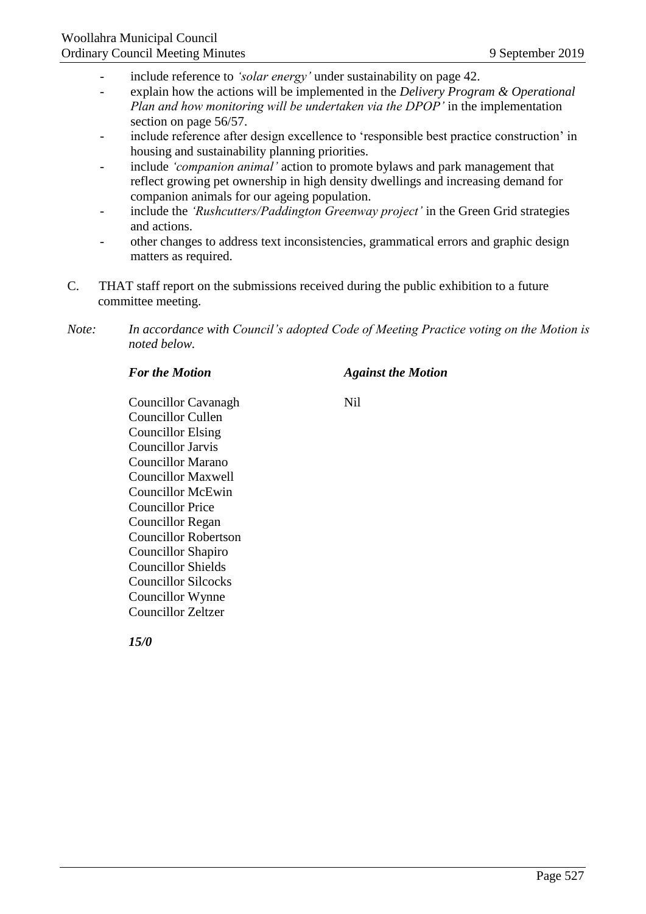- include reference to *'solar energy'* under sustainability on page 42.
- explain how the actions will be implemented in the *Delivery Program & Operational Plan and how monitoring will be undertaken via the DPOP'* in the implementation section on page 56/57.
- include reference after design excellence to 'responsible best practice construction' in housing and sustainability planning priorities.
- include *'companion animal'* action to promote bylaws and park management that reflect growing pet ownership in high density dwellings and increasing demand for companion animals for our ageing population.
- include the *'Rushcutters/Paddington Greenway project'* in the Green Grid strategies and actions.
- other changes to address text inconsistencies, grammatical errors and graphic design matters as required.

C. THAT staff report on the submissions received during the public exhibition to a future committee meeting.

*Note: In accordance with Council's adopted Code of Meeting Practice voting on the Motion is noted below.*

| ***For the Motion*** | ***Against the Motion*** |
|---|---|
| Councillor Cavanagh | Nil |
| Councillor Cullen | |
| Councillor Elsing | |
| Councillor Jarvis | |
| Councillor Marano | |
| Councillor Maxwell | |
| Councillor McEwin | |
| Councillor Price | |
| Councillor Regan | |
| Councillor Robertson | |
| Councillor Shapiro | |
| Councillor Shields | |
| Councillor Silcocks | |
| Councillor Wynne | |
| Councillor Zeltzer | |

***15/0***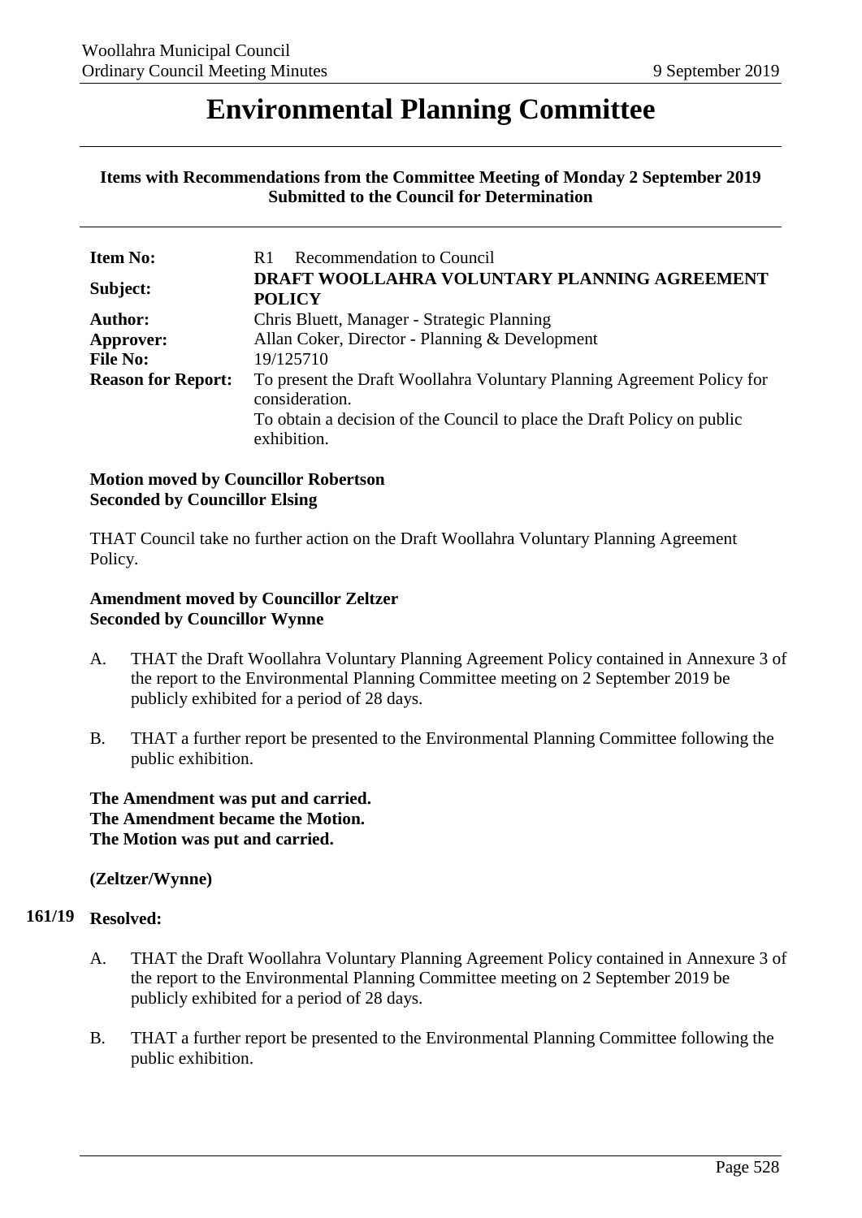# Environmental Planning Committee

**Items with Recommendations from the Committee Meeting of Monday 2 September 2019 Submitted to the Council for Determination**

| | |
|---|---|
| **Item No:** | R1 Recommendation to Council |
| **Subject:** | **DRAFT WOOLLAHRA VOLUNTARY PLANNING AGREEMENT POLICY** |
| **Author:** | Chris Bluett, Manager - Strategic Planning |
| **Approver:** | Allan Coker, Director - Planning & Development |
| **File No:** | 19/125710 |
| **Reason for Report:** | To present the Draft Woollahra Voluntary Planning Agreement Policy for consideration.<br>To obtain a decision of the Council to place the Draft Policy on public exhibition. |

**Motion moved by Councillor Robertson**
**Seconded by Councillor Elsing**

THAT Council take no further action on the Draft Woollahra Voluntary Planning Agreement Policy.

**Amendment moved by Councillor Zeltzer**
**Seconded by Councillor Wynne**

A. THAT the Draft Woollahra Voluntary Planning Agreement Policy contained in Annexure 3 of the report to the Environmental Planning Committee meeting on 2 September 2019 be publicly exhibited for a period of 28 days.

B. THAT a further report be presented to the Environmental Planning Committee following the public exhibition.

**The Amendment was put and carried.**
**The Amendment became the Motion.**
**The Motion was put and carried.**

**(Zeltzer/Wynne)**

**161/19 Resolved:**

A. THAT the Draft Woollahra Voluntary Planning Agreement Policy contained in Annexure 3 of the report to the Environmental Planning Committee meeting on 2 September 2019 be publicly exhibited for a period of 28 days.

B. THAT a further report be presented to the Environmental Planning Committee following the public exhibition.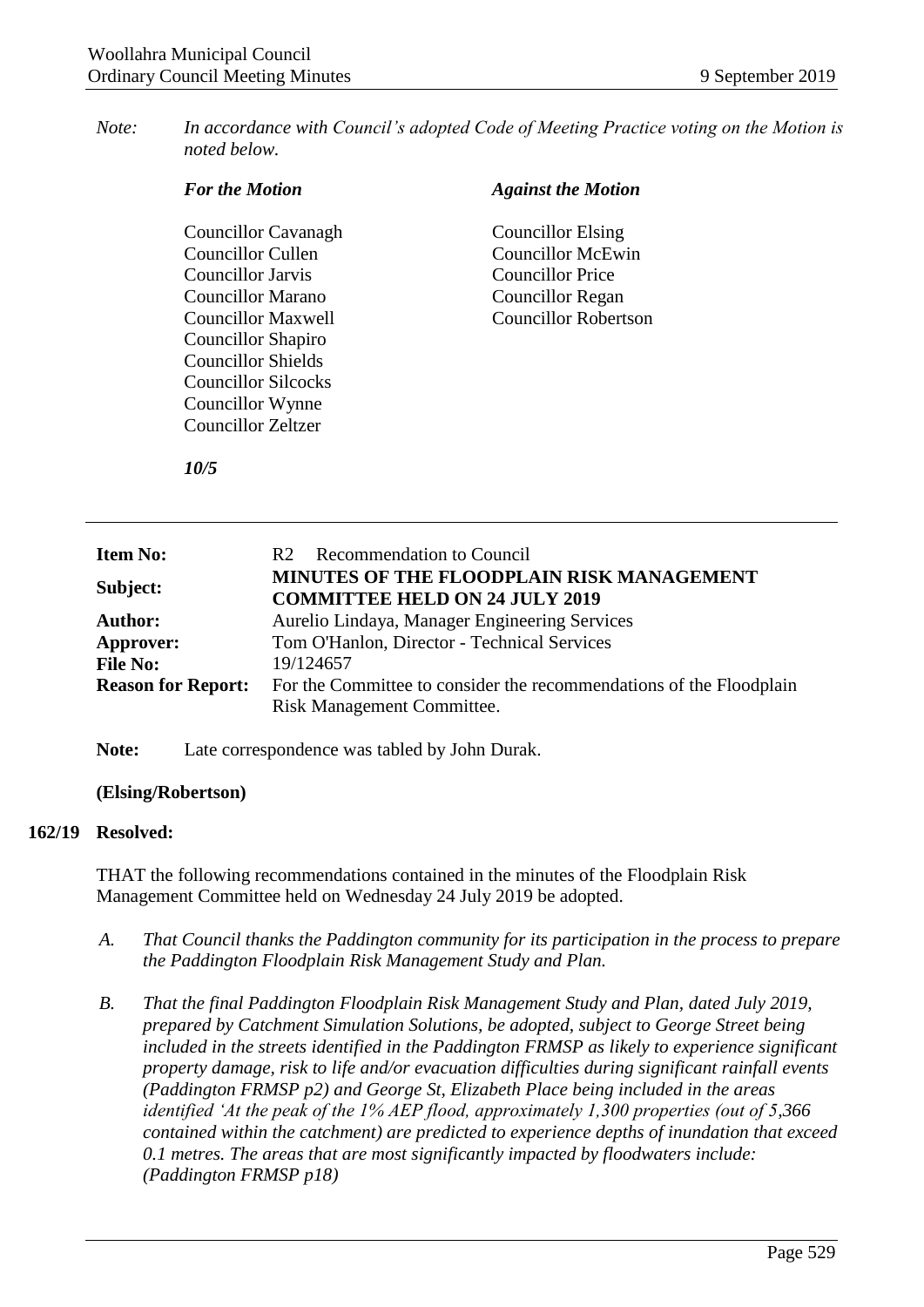*Note: In accordance with Council's adopted Code of Meeting Practice voting on the Motion is noted below.*

| *For the Motion* | *Against the Motion* |
|---|---|
| Councillor Cavanagh | Councillor Elsing |
| Councillor Cullen | Councillor McEwin |
| Councillor Jarvis | Councillor Price |
| Councillor Marano | Councillor Regan |
| Councillor Maxwell | Councillor Robertson |
| Councillor Shapiro | |
| Councillor Shields | |
| Councillor Silcocks | |
| Councillor Wynne | |
| Councillor Zeltzer | |

***10/5***

---

| | |
|---|---|
| **Item No:** | R2 Recommendation to Council |
| **Subject:** | **MINUTES OF THE FLOODPLAIN RISK MANAGEMENT COMMITTEE HELD ON 24 JULY 2019** |
| **Author:** | Aurelio Lindaya, Manager Engineering Services |
| **Approver:** | Tom O'Hanlon, Director - Technical Services |
| **File No:** | 19/124657 |
| **Reason for Report:** | For the Committee to consider the recommendations of the Floodplain Risk Management Committee. |

**Note:** Late correspondence was tabled by John Durak.

**(Elsing/Robertson)**

**162/19 Resolved:**

THAT the following recommendations contained in the minutes of the Floodplain Risk Management Committee held on Wednesday 24 July 2019 be adopted.

*A. That Council thanks the Paddington community for its participation in the process to prepare the Paddington Floodplain Risk Management Study and Plan.*

*B. That the final Paddington Floodplain Risk Management Study and Plan, dated July 2019, prepared by Catchment Simulation Solutions, be adopted, subject to George Street being included in the streets identified in the Paddington FRMSP as likely to experience significant property damage, risk to life and/or evacuation difficulties during significant rainfall events (Paddington FRMSP p2) and George St, Elizabeth Place being included in the areas identified 'At the peak of the 1% AEP flood, approximately 1,300 properties (out of 5,366 contained within the catchment) are predicted to experience depths of inundation that exceed 0.1 metres. The areas that are most significantly impacted by floodwaters include: (Paddington FRMSP p18)*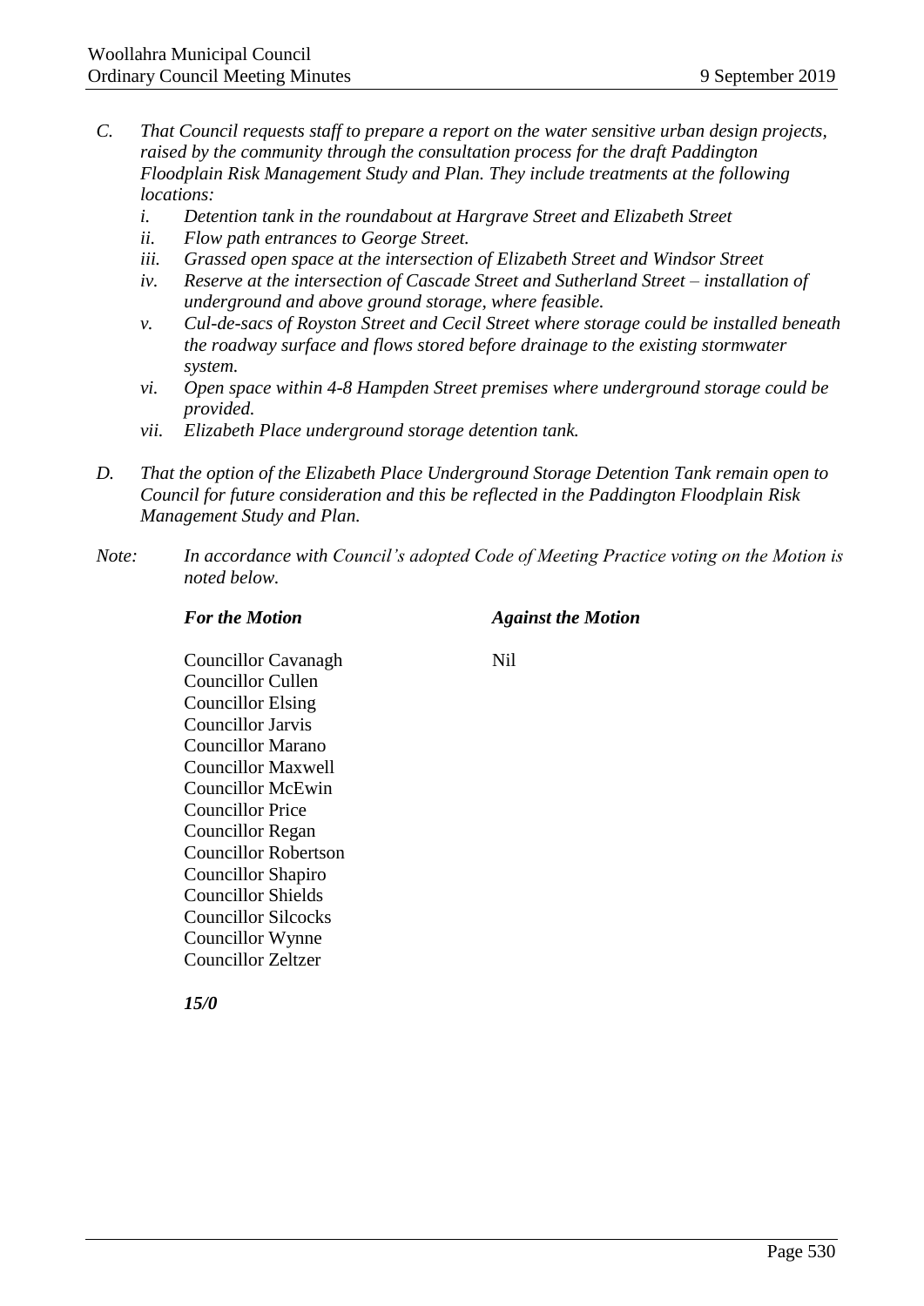*C. That Council requests staff to prepare a report on the water sensitive urban design projects, raised by the community through the consultation process for the draft Paddington Floodplain Risk Management Study and Plan. They include treatments at the following locations:*

*i. Detention tank in the roundabout at Hargrave Street and Elizabeth Street*

*ii. Flow path entrances to George Street.*

*iii. Grassed open space at the intersection of Elizabeth Street and Windsor Street*

*iv. Reserve at the intersection of Cascade Street and Sutherland Street – installation of underground and above ground storage, where feasible.*

*v. Cul-de-sacs of Royston Street and Cecil Street where storage could be installed beneath the roadway surface and flows stored before drainage to the existing stormwater system.*

*vi. Open space within 4-8 Hampden Street premises where underground storage could be provided.*

*vii. Elizabeth Place underground storage detention tank.*

*D. That the option of the Elizabeth Place Underground Storage Detention Tank remain open to Council for future consideration and this be reflected in the Paddington Floodplain Risk Management Study and Plan.*

*Note: In accordance with Council's adopted Code of Meeting Practice voting on the Motion is noted below.*

| ***For the Motion*** | ***Against the Motion*** |
|---|---|
| Councillor Cavanagh | Nil |
| Councillor Cullen | |
| Councillor Elsing | |
| Councillor Jarvis | |
| Councillor Marano | |
| Councillor Maxwell | |
| Councillor McEwin | |
| Councillor Price | |
| Councillor Regan | |
| Councillor Robertson | |
| Councillor Shapiro | |
| Councillor Shields | |
| Councillor Silcocks | |
| Councillor Wynne | |
| Councillor Zeltzer | |

***15/0***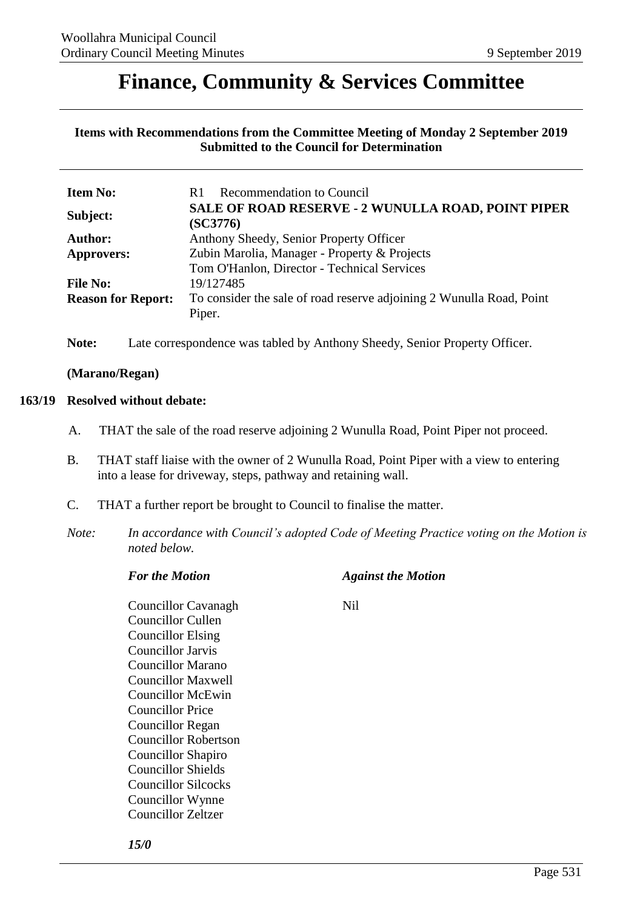# Finance, Community & Services Committee

**Items with Recommendations from the Committee Meeting of Monday 2 September 2019 Submitted to the Council for Determination**

| | |
|---|---|
| **Item No:** | R1 Recommendation to Council |
| **Subject:** | **SALE OF ROAD RESERVE - 2 WUNULLA ROAD, POINT PIPER (SC3776)** |
| **Author:** | Anthony Sheedy, Senior Property Officer |
| **Approvers:** | Zubin Marolia, Manager - Property & Projects<br>Tom O'Hanlon, Director - Technical Services |
| **File No:** | 19/127485 |
| **Reason for Report:** | To consider the sale of road reserve adjoining 2 Wunulla Road, Point Piper. |

**Note:** Late correspondence was tabled by Anthony Sheedy, Senior Property Officer.

**(Marano/Regan)**

**163/19 Resolved without debate:**

A. THAT the sale of the road reserve adjoining 2 Wunulla Road, Point Piper not proceed.

B. THAT staff liaise with the owner of 2 Wunulla Road, Point Piper with a view to entering into a lease for driveway, steps, pathway and retaining wall.

C. THAT a further report be brought to Council to finalise the matter.

*Note: In accordance with Council's adopted Code of Meeting Practice voting on the Motion is noted below.*

| *For the Motion* | *Against the Motion* |
|---|---|
| Councillor Cavanagh | Nil |
| Councillor Cullen | |
| Councillor Elsing | |
| Councillor Jarvis | |
| Councillor Marano | |
| Councillor Maxwell | |
| Councillor McEwin | |
| Councillor Price | |
| Councillor Regan | |
| Councillor Robertson | |
| Councillor Shapiro | |
| Councillor Shields | |
| Councillor Silcocks | |
| Councillor Wynne | |
| Councillor Zeltzer | |

***15/0***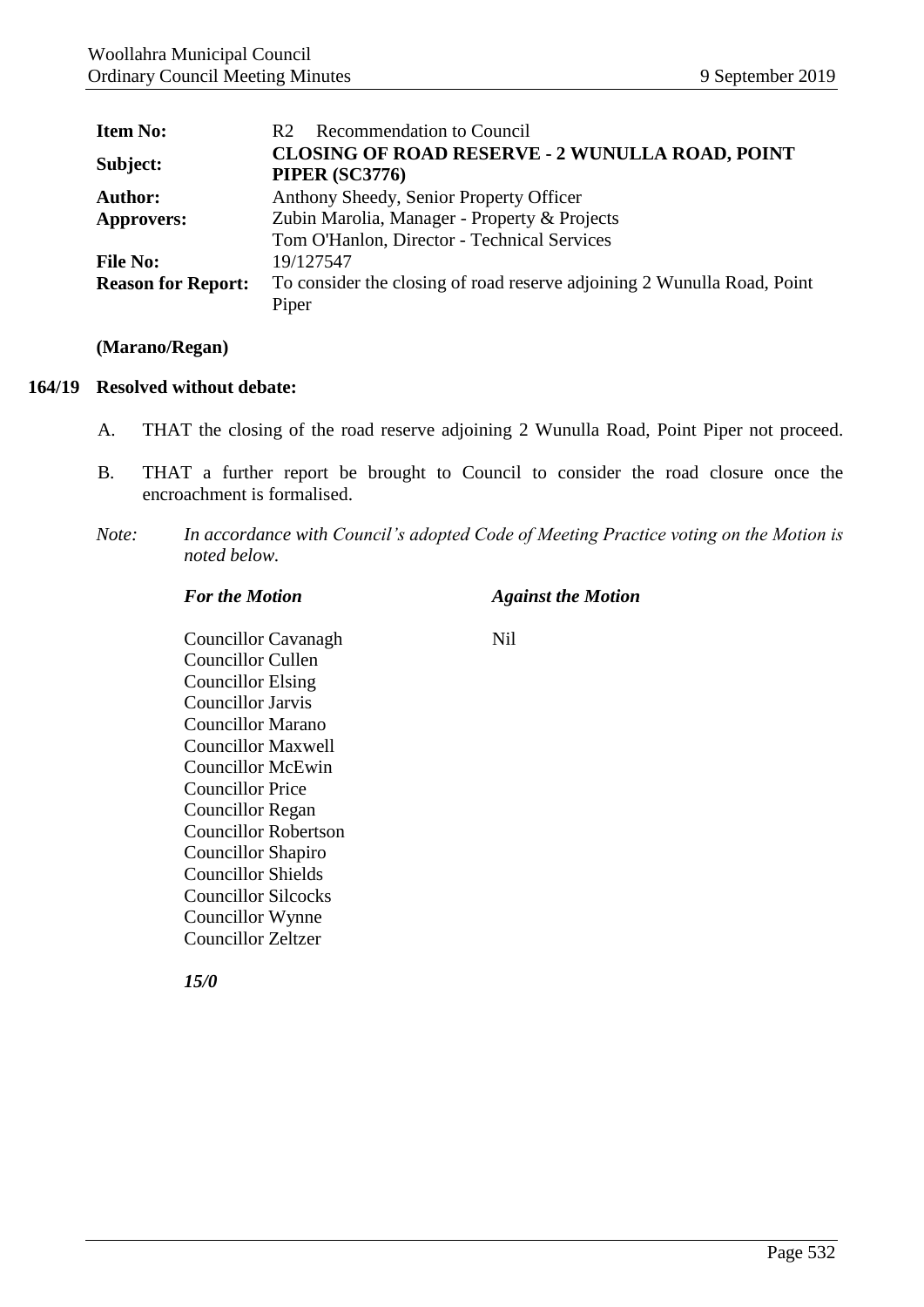| | |
|---|---|
| **Item No:** | R2 Recommendation to Council |
| **Subject:** | **CLOSING OF ROAD RESERVE - 2 WUNULLA ROAD, POINT PIPER (SC3776)** |
| **Author:** | Anthony Sheedy, Senior Property Officer |
| **Approvers:** | Zubin Marolia, Manager - Property & Projects<br>Tom O'Hanlon, Director - Technical Services |
| **File No:** | 19/127547 |
| **Reason for Report:** | To consider the closing of road reserve adjoining 2 Wunulla Road, Point Piper |

**(Marano/Regan)**

**164/19 Resolved without debate:**

A. THAT the closing of the road reserve adjoining 2 Wunulla Road, Point Piper not proceed.

B. THAT a further report be brought to Council to consider the road closure once the encroachment is formalised.

*Note: In accordance with Council's adopted Code of Meeting Practice voting on the Motion is noted below.*

| *For the Motion* | *Against the Motion* |
|---|---|
| Councillor Cavanagh | Nil |
| Councillor Cullen | |
| Councillor Elsing | |
| Councillor Jarvis | |
| Councillor Marano | |
| Councillor Maxwell | |
| Councillor McEwin | |
| Councillor Price | |
| Councillor Regan | |
| Councillor Robertson | |
| Councillor Shapiro | |
| Councillor Shields | |
| Councillor Silcocks | |
| Councillor Wynne | |
| Councillor Zeltzer | |

***15/0***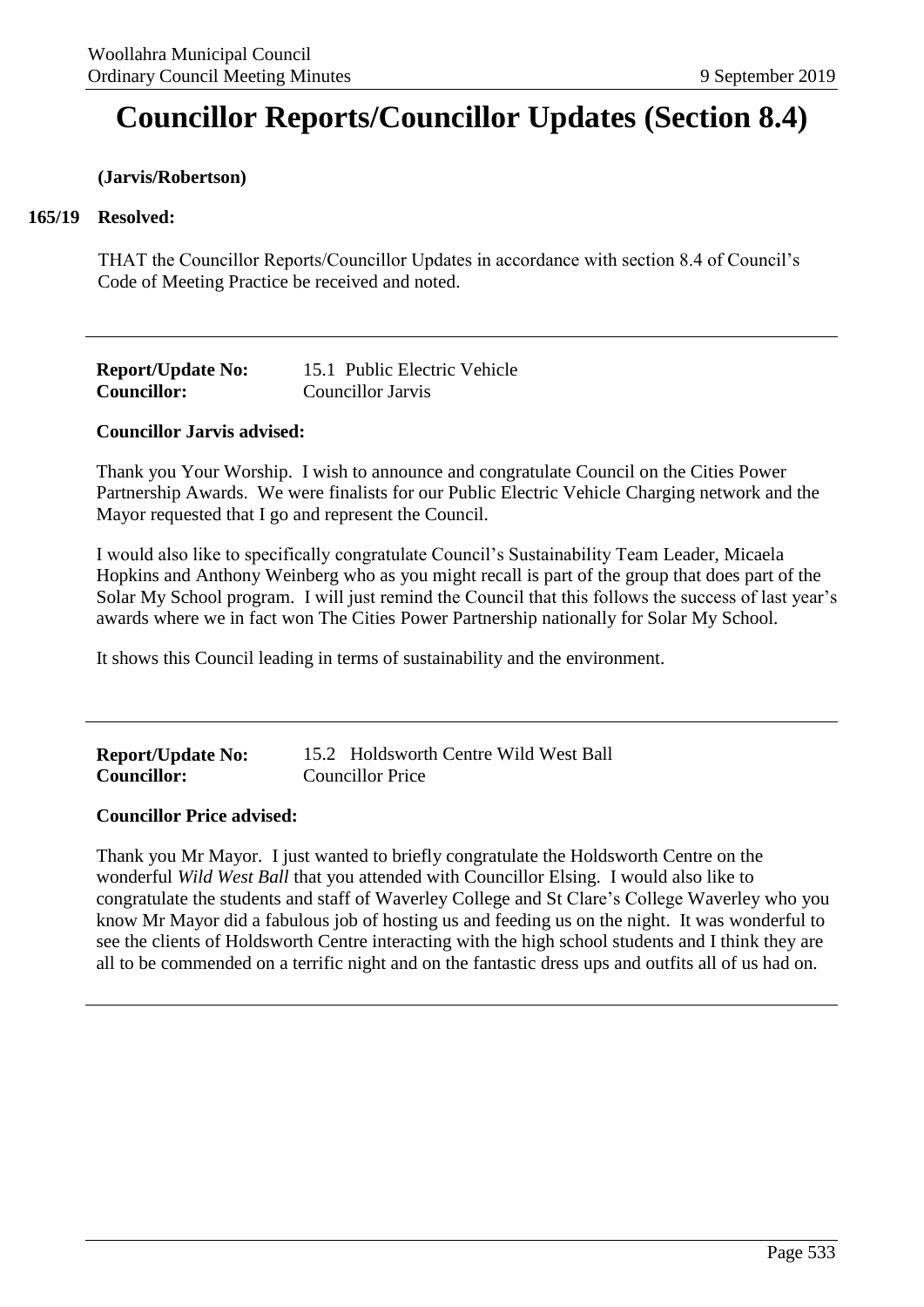# Councillor Reports/Councillor Updates (Section 8.4)

**(Jarvis/Robertson)**

**165/19 Resolved:**

THAT the Councillor Reports/Councillor Updates in accordance with section 8.4 of Council's Code of Meeting Practice be received and noted.

---

| | |
|---|---|
| **Report/Update No:** | 15.1 Public Electric Vehicle |
| **Councillor:** | Councillor Jarvis |

**Councillor Jarvis advised:**

Thank you Your Worship. I wish to announce and congratulate Council on the Cities Power Partnership Awards. We were finalists for our Public Electric Vehicle Charging network and the Mayor requested that I go and represent the Council.

I would also like to specifically congratulate Council's Sustainability Team Leader, Micaela Hopkins and Anthony Weinberg who as you might recall is part of the group that does part of the Solar My School program. I will just remind the Council that this follows the success of last year's awards where we in fact won The Cities Power Partnership nationally for Solar My School.

It shows this Council leading in terms of sustainability and the environment.

---

| | |
|---|---|
| **Report/Update No:** | 15.2 Holdsworth Centre Wild West Ball |
| **Councillor:** | Councillor Price |

**Councillor Price advised:**

Thank you Mr Mayor. I just wanted to briefly congratulate the Holdsworth Centre on the wonderful *Wild West Ball* that you attended with Councillor Elsing. I would also like to congratulate the students and staff of Waverley College and St Clare's College Waverley who you know Mr Mayor did a fabulous job of hosting us and feeding us on the night. It was wonderful to see the clients of Holdsworth Centre interacting with the high school students and I think they are all to be commended on a terrific night and on the fantastic dress ups and outfits all of us had on.

---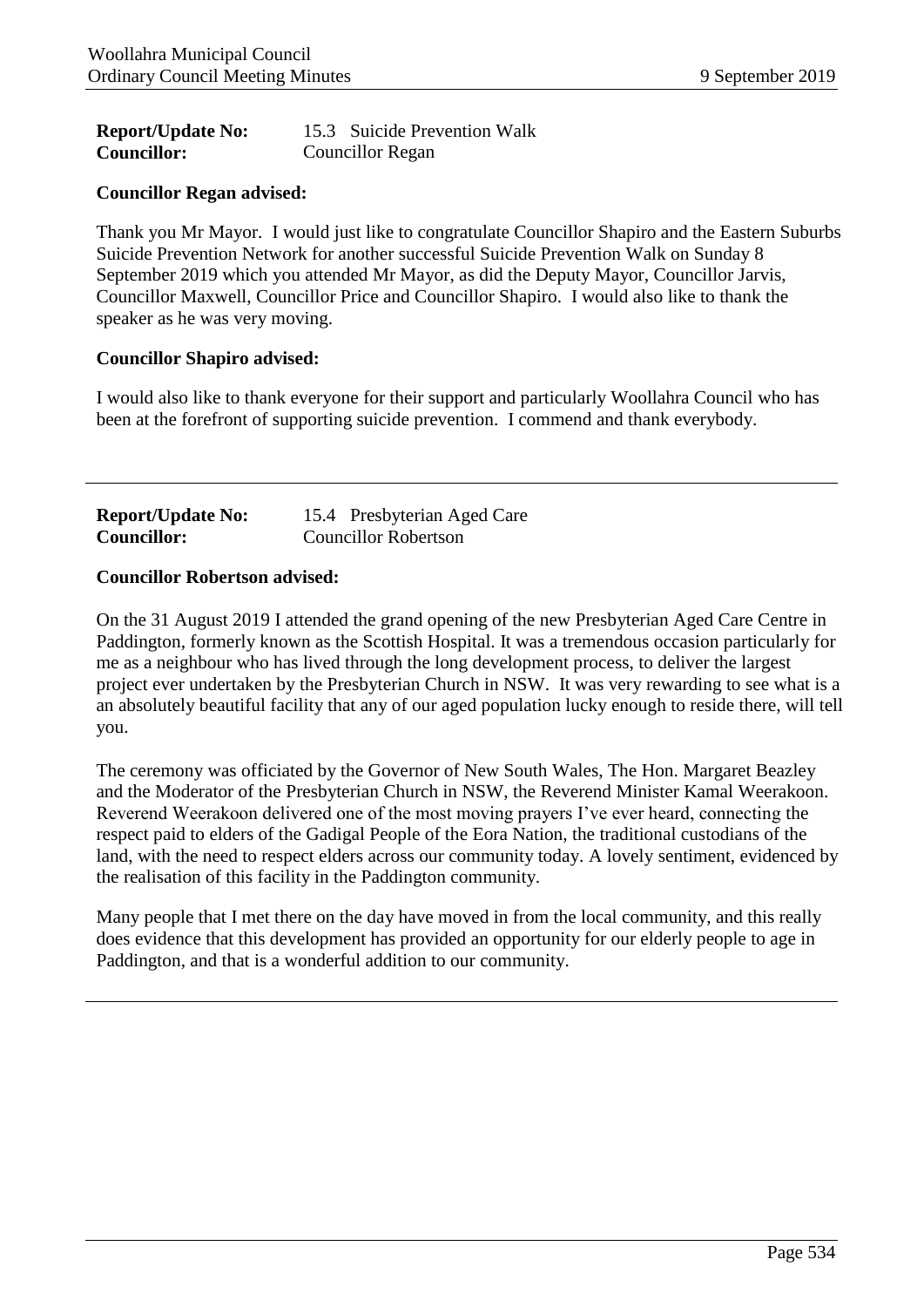| **Report/Update No:** | 15.3 Suicide Prevention Walk |
| --- | --- |
| **Councillor:** | Councillor Regan |

**Councillor Regan advised:**

Thank you Mr Mayor. I would just like to congratulate Councillor Shapiro and the Eastern Suburbs Suicide Prevention Network for another successful Suicide Prevention Walk on Sunday 8 September 2019 which you attended Mr Mayor, as did the Deputy Mayor, Councillor Jarvis, Councillor Maxwell, Councillor Price and Councillor Shapiro. I would also like to thank the speaker as he was very moving.

**Councillor Shapiro advised:**

I would also like to thank everyone for their support and particularly Woollahra Council who has been at the forefront of supporting suicide prevention. I commend and thank everybody.

---

| **Report/Update No:** | 15.4 Presbyterian Aged Care |
| --- | --- |
| **Councillor:** | Councillor Robertson |

**Councillor Robertson advised:**

On the 31 August 2019 I attended the grand opening of the new Presbyterian Aged Care Centre in Paddington, formerly known as the Scottish Hospital. It was a tremendous occasion particularly for me as a neighbour who has lived through the long development process, to deliver the largest project ever undertaken by the Presbyterian Church in NSW. It was very rewarding to see what is a an absolutely beautiful facility that any of our aged population lucky enough to reside there, will tell you.

The ceremony was officiated by the Governor of New South Wales, The Hon. Margaret Beazley and the Moderator of the Presbyterian Church in NSW, the Reverend Minister Kamal Weerakoon. Reverend Weerakoon delivered one of the most moving prayers I've ever heard, connecting the respect paid to elders of the Gadigal People of the Eora Nation, the traditional custodians of the land, with the need to respect elders across our community today. A lovely sentiment, evidenced by the realisation of this facility in the Paddington community.

Many people that I met there on the day have moved in from the local community, and this really does evidence that this development has provided an opportunity for our elderly people to age in Paddington, and that is a wonderful addition to our community.

---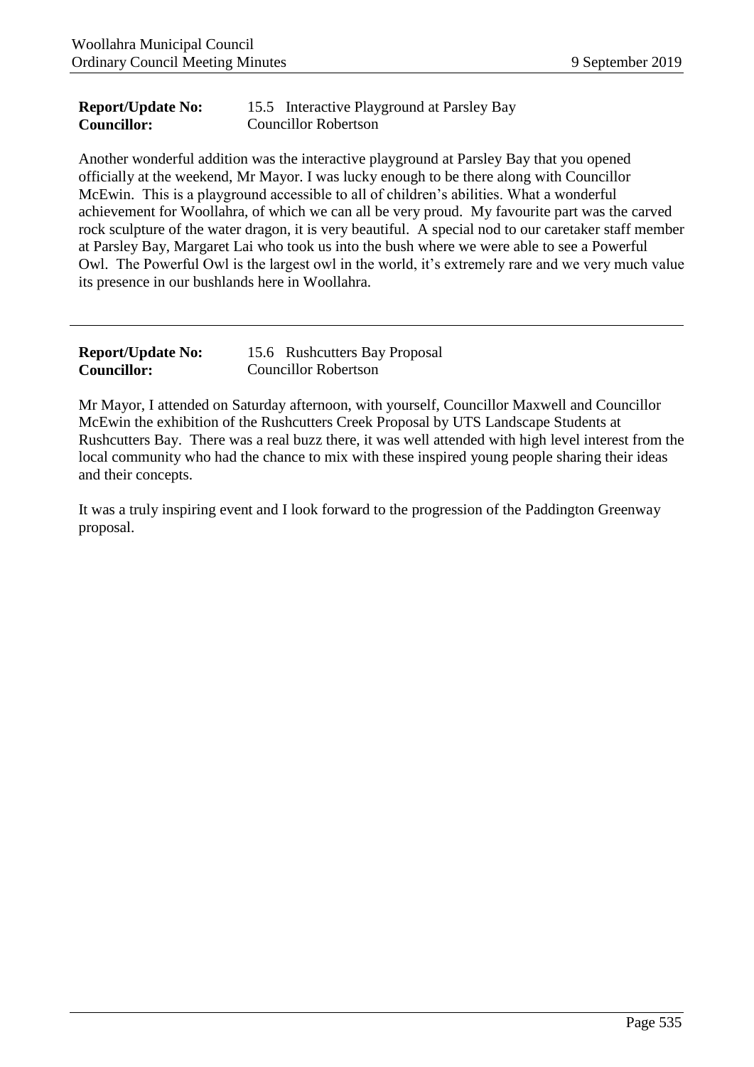**Report/Update No:** 15.5 Interactive Playground at Parsley Bay
**Councillor:** Councillor Robertson

Another wonderful addition was the interactive playground at Parsley Bay that you opened officially at the weekend, Mr Mayor. I was lucky enough to be there along with Councillor McEwin. This is a playground accessible to all of children's abilities. What a wonderful achievement for Woollahra, of which we can all be very proud. My favourite part was the carved rock sculpture of the water dragon, it is very beautiful. A special nod to our caretaker staff member at Parsley Bay, Margaret Lai who took us into the bush where we were able to see a Powerful Owl. The Powerful Owl is the largest owl in the world, it's extremely rare and we very much value its presence in our bushlands here in Woollahra.

---

**Report/Update No:** 15.6 Rushcutters Bay Proposal
**Councillor:** Councillor Robertson

Mr Mayor, I attended on Saturday afternoon, with yourself, Councillor Maxwell and Councillor McEwin the exhibition of the Rushcutters Creek Proposal by UTS Landscape Students at Rushcutters Bay. There was a real buzz there, it was well attended with high level interest from the local community who had the chance to mix with these inspired young people sharing their ideas and their concepts.

It was a truly inspiring event and I look forward to the progression of the Paddington Greenway proposal.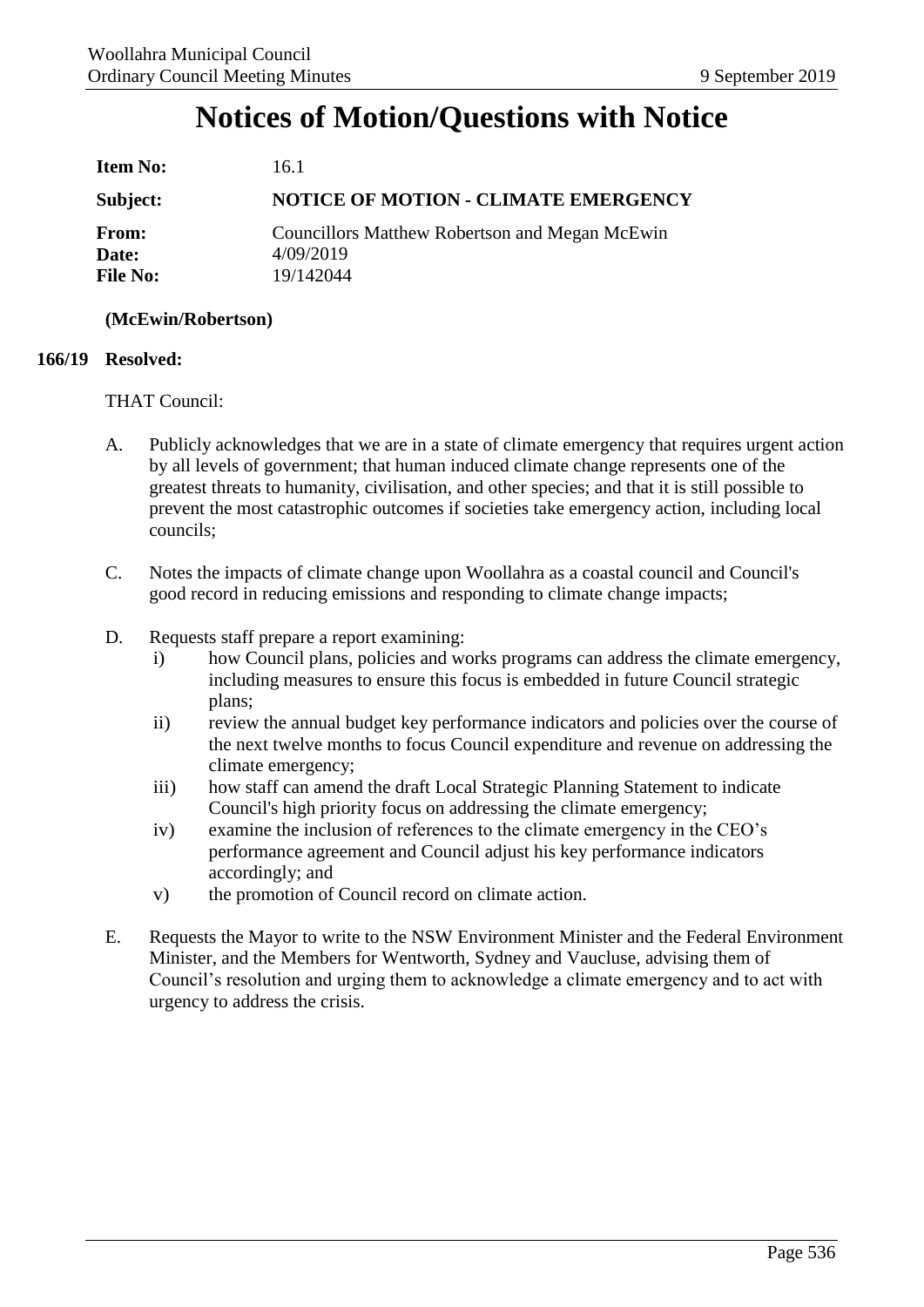# Notices of Motion/Questions with Notice

| | |
|---|---|
| **Item No:** | 16.1 |
| **Subject:** | **NOTICE OF MOTION - CLIMATE EMERGENCY** |
| **From:** | Councillors Matthew Robertson and Megan McEwin |
| **Date:** | 4/09/2019 |
| **File No:** | 19/142044 |

**(McEwin/Robertson)**

**166/19 Resolved:**

THAT Council:

A. Publicly acknowledges that we are in a state of climate emergency that requires urgent action by all levels of government; that human induced climate change represents one of the greatest threats to humanity, civilisation, and other species; and that it is still possible to prevent the most catastrophic outcomes if societies take emergency action, including local councils;

C. Notes the impacts of climate change upon Woollahra as a coastal council and Council's good record in reducing emissions and responding to climate change impacts;

D. Requests staff prepare a report examining:
   i) how Council plans, policies and works programs can address the climate emergency, including measures to ensure this focus is embedded in future Council strategic plans;
   ii) review the annual budget key performance indicators and policies over the course of the next twelve months to focus Council expenditure and revenue on addressing the climate emergency;
   iii) how staff can amend the draft Local Strategic Planning Statement to indicate Council's high priority focus on addressing the climate emergency;
   iv) examine the inclusion of references to the climate emergency in the CEO's performance agreement and Council adjust his key performance indicators accordingly; and
   v) the promotion of Council record on climate action.

E. Requests the Mayor to write to the NSW Environment Minister and the Federal Environment Minister, and the Members for Wentworth, Sydney and Vaucluse, advising them of Council's resolution and urging them to acknowledge a climate emergency and to act with urgency to address the crisis.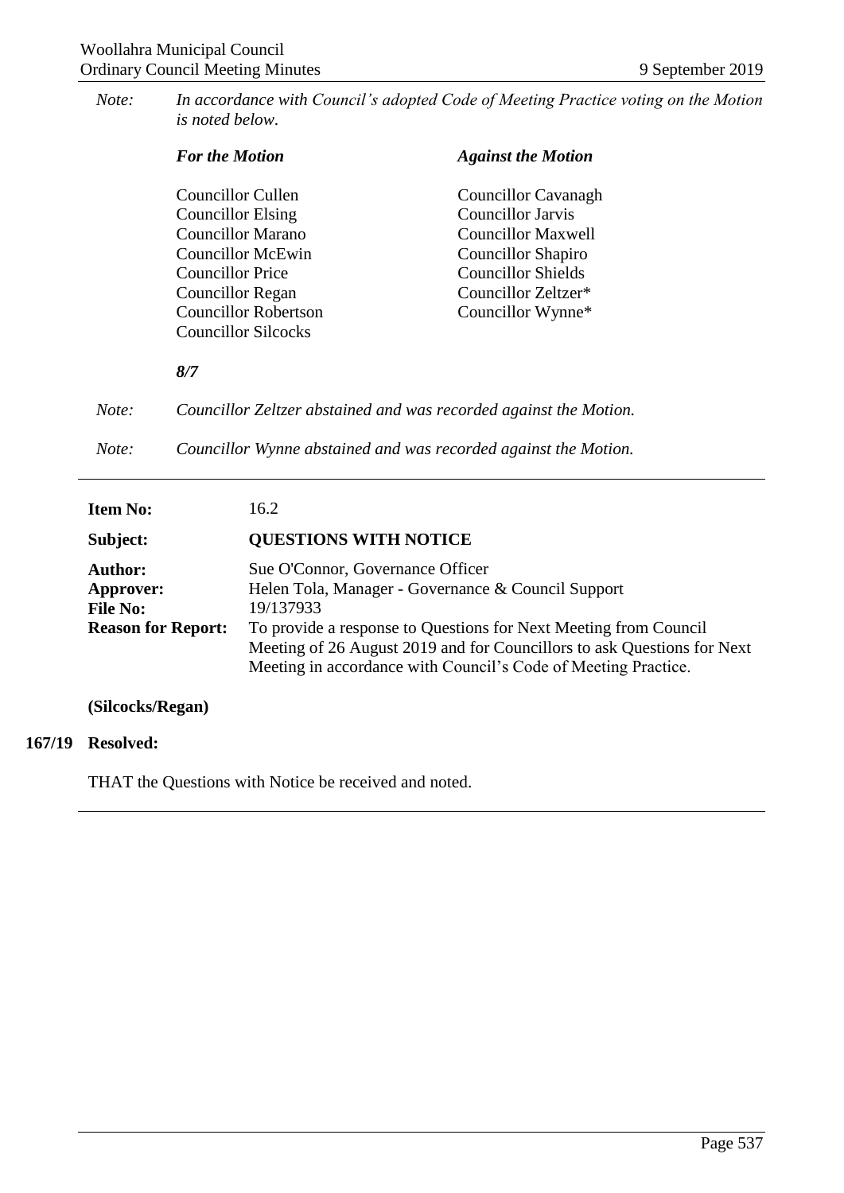*Note: In accordance with Council's adopted Code of Meeting Practice voting on the Motion is noted below.*

| *For the Motion* | *Against the Motion* |
| --- | --- |
| Councillor Cullen | Councillor Cavanagh |
| Councillor Elsing | Councillor Jarvis |
| Councillor Marano | Councillor Maxwell |
| Councillor McEwin | Councillor Shapiro |
| Councillor Price | Councillor Shields |
| Councillor Regan | Councillor Zeltzer* |
| Councillor Robertson | Councillor Wynne* |
| Councillor Silcocks | |

***8/7***

*Note: Councillor Zeltzer abstained and was recorded against the Motion.*

*Note: Councillor Wynne abstained and was recorded against the Motion.*

---

| | |
| --- | --- |
| **Item No:** | 16.2 |
| **Subject:** | **QUESTIONS WITH NOTICE** |
| **Author:** | Sue O'Connor, Governance Officer |
| **Approver:** | Helen Tola, Manager - Governance & Council Support |
| **File No:** | 19/137933 |
| **Reason for Report:** | To provide a response to Questions for Next Meeting from Council Meeting of 26 August 2019 and for Councillors to ask Questions for Next Meeting in accordance with Council's Code of Meeting Practice. |

**(Silcocks/Regan)**

**167/19 Resolved:**

THAT the Questions with Notice be received and noted.

---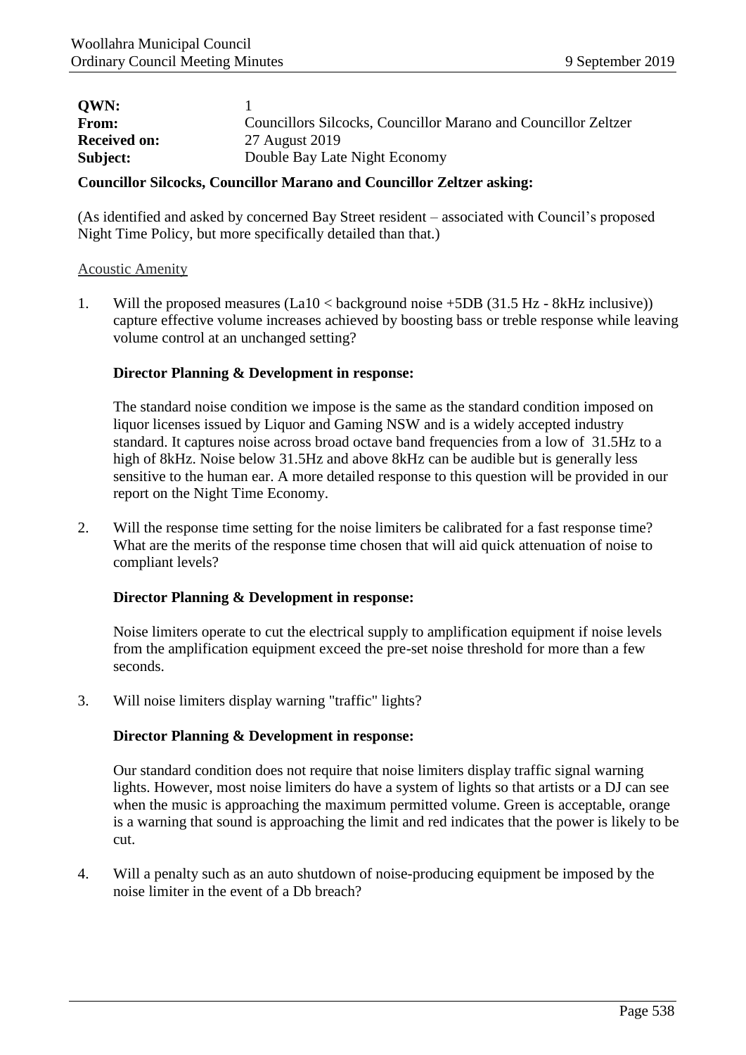| | |
|---|---|
| **QWN:** | 1 |
| **From:** | Councillors Silcocks, Councillor Marano and Councillor Zeltzer |
| **Received on:** | 27 August 2019 |
| **Subject:** | Double Bay Late Night Economy |

**Councillor Silcocks, Councillor Marano and Councillor Zeltzer asking:**

(As identified and asked by concerned Bay Street resident – associated with Council's proposed Night Time Policy, but more specifically detailed than that.)

Acoustic Amenity

1. Will the proposed measures (La10 < background noise +5DB (31.5 Hz - 8kHz inclusive)) capture effective volume increases achieved by boosting bass or treble response while leaving volume control at an unchanged setting?

   **Director Planning & Development in response:**

   The standard noise condition we impose is the same as the standard condition imposed on liquor licenses issued by Liquor and Gaming NSW and is a widely accepted industry standard. It captures noise across broad octave band frequencies from a low of 31.5Hz to a high of 8kHz. Noise below 31.5Hz and above 8kHz can be audible but is generally less sensitive to the human ear. A more detailed response to this question will be provided in our report on the Night Time Economy.

2. Will the response time setting for the noise limiters be calibrated for a fast response time? What are the merits of the response time chosen that will aid quick attenuation of noise to compliant levels?

   **Director Planning & Development in response:**

   Noise limiters operate to cut the electrical supply to amplification equipment if noise levels from the amplification equipment exceed the pre-set noise threshold for more than a few seconds.

3. Will noise limiters display warning "traffic" lights?

   **Director Planning & Development in response:**

   Our standard condition does not require that noise limiters display traffic signal warning lights. However, most noise limiters do have a system of lights so that artists or a DJ can see when the music is approaching the maximum permitted volume. Green is acceptable, orange is a warning that sound is approaching the limit and red indicates that the power is likely to be cut.

4. Will a penalty such as an auto shutdown of noise-producing equipment be imposed by the noise limiter in the event of a Db breach?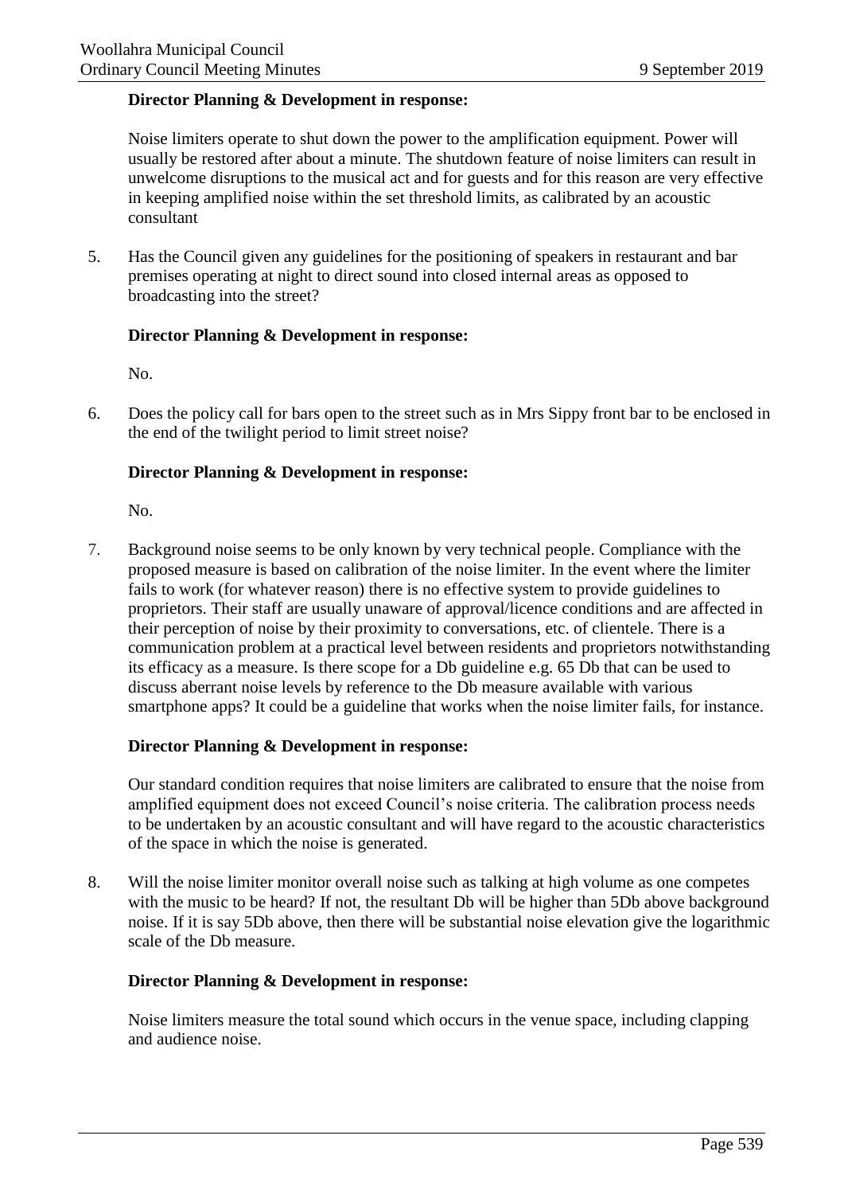**Director Planning & Development in response:**

Noise limiters operate to shut down the power to the amplification equipment. Power will usually be restored after about a minute. The shutdown feature of noise limiters can result in unwelcome disruptions to the musical act and for guests and for this reason are very effective in keeping amplified noise within the set threshold limits, as calibrated by an acoustic consultant

5. Has the Council given any guidelines for the positioning of speakers in restaurant and bar premises operating at night to direct sound into closed internal areas as opposed to broadcasting into the street?

**Director Planning & Development in response:**

No.

6. Does the policy call for bars open to the street such as in Mrs Sippy front bar to be enclosed in the end of the twilight period to limit street noise?

**Director Planning & Development in response:**

No.

7. Background noise seems to be only known by very technical people. Compliance with the proposed measure is based on calibration of the noise limiter. In the event where the limiter fails to work (for whatever reason) there is no effective system to provide guidelines to proprietors. Their staff are usually unaware of approval/licence conditions and are affected in their perception of noise by their proximity to conversations, etc. of clientele. There is a communication problem at a practical level between residents and proprietors notwithstanding its efficacy as a measure. Is there scope for a Db guideline e.g. 65 Db that can be used to discuss aberrant noise levels by reference to the Db measure available with various smartphone apps? It could be a guideline that works when the noise limiter fails, for instance.

**Director Planning & Development in response:**

Our standard condition requires that noise limiters are calibrated to ensure that the noise from amplified equipment does not exceed Council's noise criteria. The calibration process needs to be undertaken by an acoustic consultant and will have regard to the acoustic characteristics of the space in which the noise is generated.

8. Will the noise limiter monitor overall noise such as talking at high volume as one competes with the music to be heard? If not, the resultant Db will be higher than 5Db above background noise. If it is say 5Db above, then there will be substantial noise elevation give the logarithmic scale of the Db measure.

**Director Planning & Development in response:**

Noise limiters measure the total sound which occurs in the venue space, including clapping and audience noise.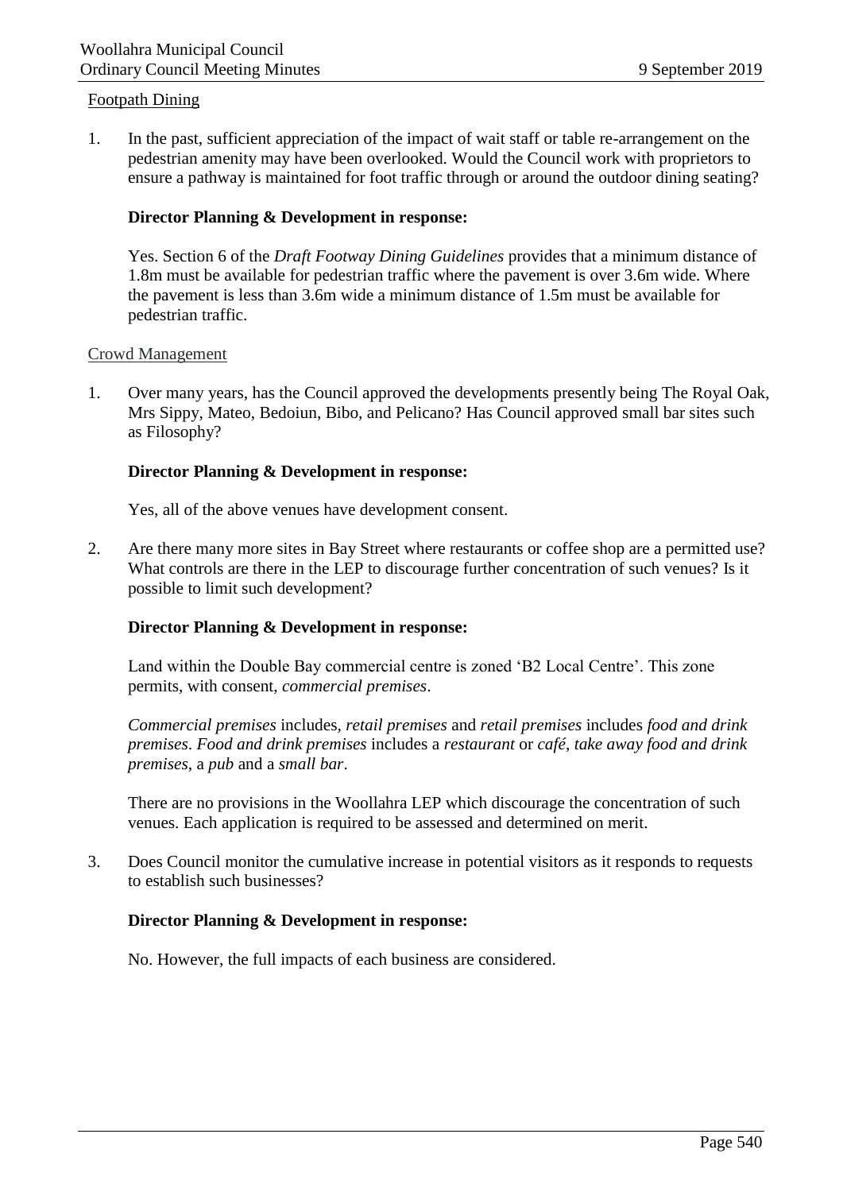Footpath Dining

1. In the past, sufficient appreciation of the impact of wait staff or table re-arrangement on the pedestrian amenity may have been overlooked. Would the Council work with proprietors to ensure a pathway is maintained for foot traffic through or around the outdoor dining seating?

   **Director Planning & Development in response:**

   Yes. Section 6 of the *Draft Footway Dining Guidelines* provides that a minimum distance of 1.8m must be available for pedestrian traffic where the pavement is over 3.6m wide. Where the pavement is less than 3.6m wide a minimum distance of 1.5m must be available for pedestrian traffic.

Crowd Management

1. Over many years, has the Council approved the developments presently being The Royal Oak, Mrs Sippy, Mateo, Bedoiun, Bibo, and Pelicano? Has Council approved small bar sites such as Filosophy?

   **Director Planning & Development in response:**

   Yes, all of the above venues have development consent.

2. Are there many more sites in Bay Street where restaurants or coffee shop are a permitted use? What controls are there in the LEP to discourage further concentration of such venues? Is it possible to limit such development?

   **Director Planning & Development in response:**

   Land within the Double Bay commercial centre is zoned 'B2 Local Centre'. This zone permits, with consent, *commercial premises*.

   *Commercial premises* includes, *retail premises* and *retail premises* includes *food and drink premises*. *Food and drink premises* includes a *restaurant* or *café, take away food and drink premises*, a *pub* and a *small bar*.

   There are no provisions in the Woollahra LEP which discourage the concentration of such venues. Each application is required to be assessed and determined on merit.

3. Does Council monitor the cumulative increase in potential visitors as it responds to requests to establish such businesses?

   **Director Planning & Development in response:**

   No. However, the full impacts of each business are considered.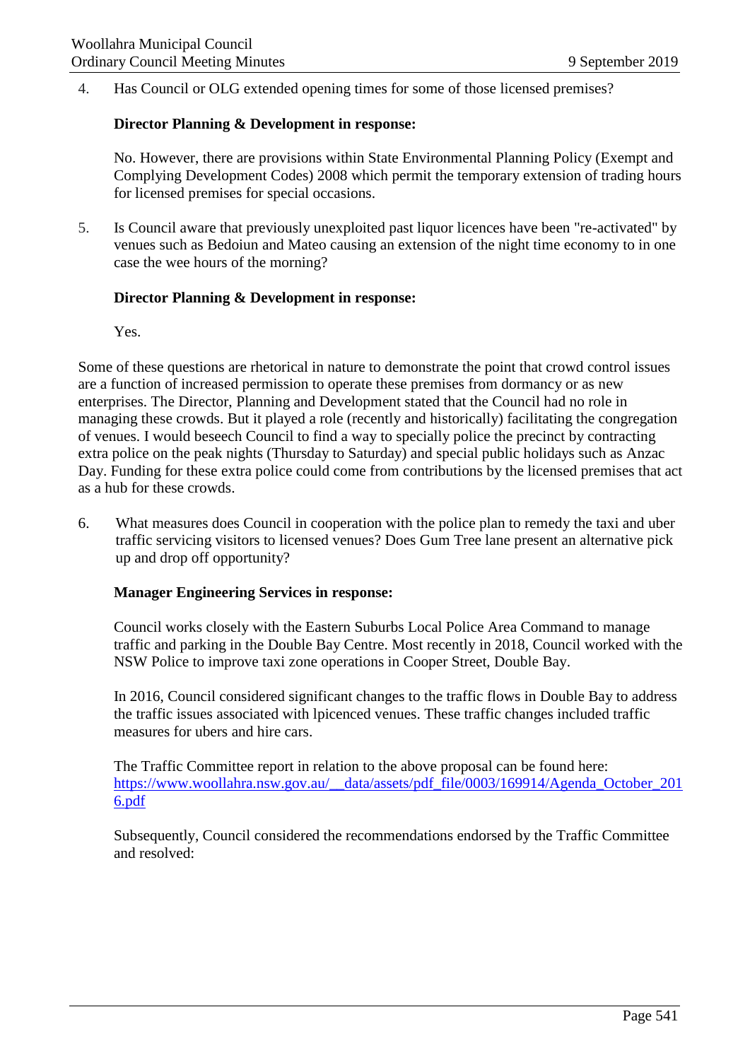4. Has Council or OLG extended opening times for some of those licensed premises?

   **Director Planning & Development in response:**

   No. However, there are provisions within State Environmental Planning Policy (Exempt and Complying Development Codes) 2008 which permit the temporary extension of trading hours for licensed premises for special occasions.

5. Is Council aware that previously unexploited past liquor licences have been "re-activated" by venues such as Bedoiun and Mateo causing an extension of the night time economy to in one case the wee hours of the morning?

   **Director Planning & Development in response:**

   Yes.

Some of these questions are rhetorical in nature to demonstrate the point that crowd control issues are a function of increased permission to operate these premises from dormancy or as new enterprises. The Director, Planning and Development stated that the Council had no role in managing these crowds. But it played a role (recently and historically) facilitating the congregation of venues. I would beseech Council to find a way to specially police the precinct by contracting extra police on the peak nights (Thursday to Saturday) and special public holidays such as Anzac Day. Funding for these extra police could come from contributions by the licensed premises that act as a hub for these crowds.

6. What measures does Council in cooperation with the police plan to remedy the taxi and uber traffic servicing visitors to licensed venues? Does Gum Tree lane present an alternative pick up and drop off opportunity?

   **Manager Engineering Services in response:**

   Council works closely with the Eastern Suburbs Local Police Area Command to manage traffic and parking in the Double Bay Centre. Most recently in 2018, Council worked with the NSW Police to improve taxi zone operations in Cooper Street, Double Bay.

   In 2016, Council considered significant changes to the traffic flows in Double Bay to address the traffic issues associated with lpicenced venues. These traffic changes included traffic measures for ubers and hire cars.

   The Traffic Committee report in relation to the above proposal can be found here: https://www.woollahra.nsw.gov.au/__data/assets/pdf_file/0003/169914/Agenda_October_2016.pdf

   Subsequently, Council considered the recommendations endorsed by the Traffic Committee and resolved: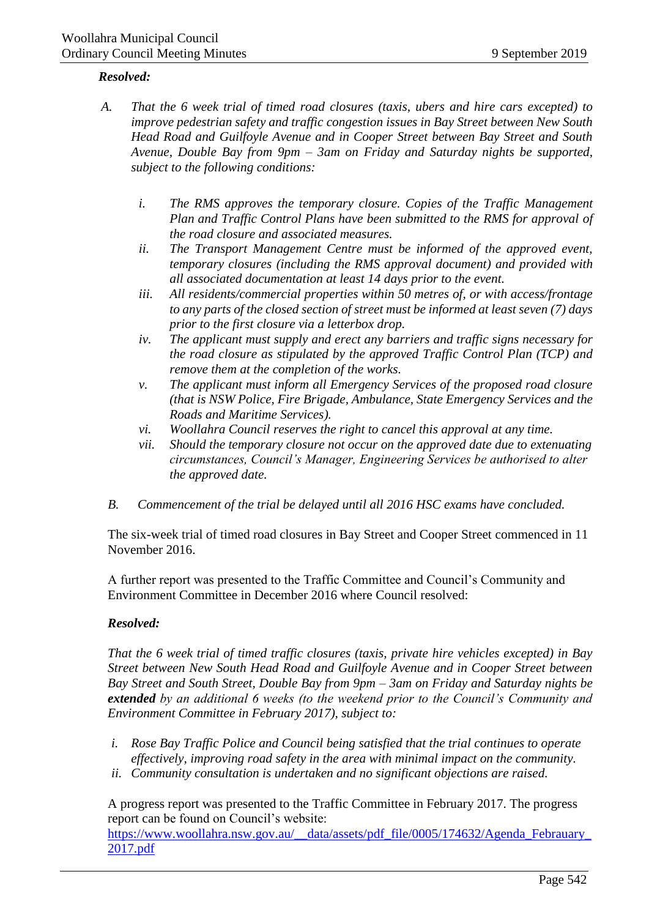***Resolved:***

A. *That the 6 week trial of timed road closures (taxis, ubers and hire cars excepted) to improve pedestrian safety and traffic congestion issues in Bay Street between New South Head Road and Guilfoyle Avenue and in Cooper Street between Bay Street and South Avenue, Double Bay from 9pm – 3am on Friday and Saturday nights be supported, subject to the following conditions:*

   i. *The RMS approves the temporary closure. Copies of the Traffic Management Plan and Traffic Control Plans have been submitted to the RMS for approval of the road closure and associated measures.*
   ii. *The Transport Management Centre must be informed of the approved event, temporary closures (including the RMS approval document) and provided with all associated documentation at least 14 days prior to the event.*
   iii. *All residents/commercial properties within 50 metres of, or with access/frontage to any parts of the closed section of street must be informed at least seven (7) days prior to the first closure via a letterbox drop.*
   iv. *The applicant must supply and erect any barriers and traffic signs necessary for the road closure as stipulated by the approved Traffic Control Plan (TCP) and remove them at the completion of the works.*
   v. *The applicant must inform all Emergency Services of the proposed road closure (that is NSW Police, Fire Brigade, Ambulance, State Emergency Services and the Roads and Maritime Services).*
   vi. *Woollahra Council reserves the right to cancel this approval at any time.*
   vii. *Should the temporary closure not occur on the approved date due to extenuating circumstances, Council's Manager, Engineering Services be authorised to alter the approved date.*

B. *Commencement of the trial be delayed until all 2016 HSC exams have concluded.*

The six-week trial of timed road closures in Bay Street and Cooper Street commenced in 11 November 2016.

A further report was presented to the Traffic Committee and Council's Community and Environment Committee in December 2016 where Council resolved:

***Resolved:***

*That the 6 week trial of timed traffic closures (taxis, private hire vehicles excepted) in Bay Street between New South Head Road and Guilfoyle Avenue and in Cooper Street between Bay Street and South Street, Double Bay from 9pm – 3am on Friday and Saturday nights be* ***extended*** *by an additional 6 weeks (to the weekend prior to the Council's Community and Environment Committee in February 2017), subject to:*

i. *Rose Bay Traffic Police and Council being satisfied that the trial continues to operate effectively, improving road safety in the area with minimal impact on the community.*
ii. *Community consultation is undertaken and no significant objections are raised.*

A progress report was presented to the Traffic Committee in February 2017. The progress report can be found on Council's website:
https://www.woollahra.nsw.gov.au/__data/assets/pdf_file/0005/174632/Agenda_Febrauary_2017.pdf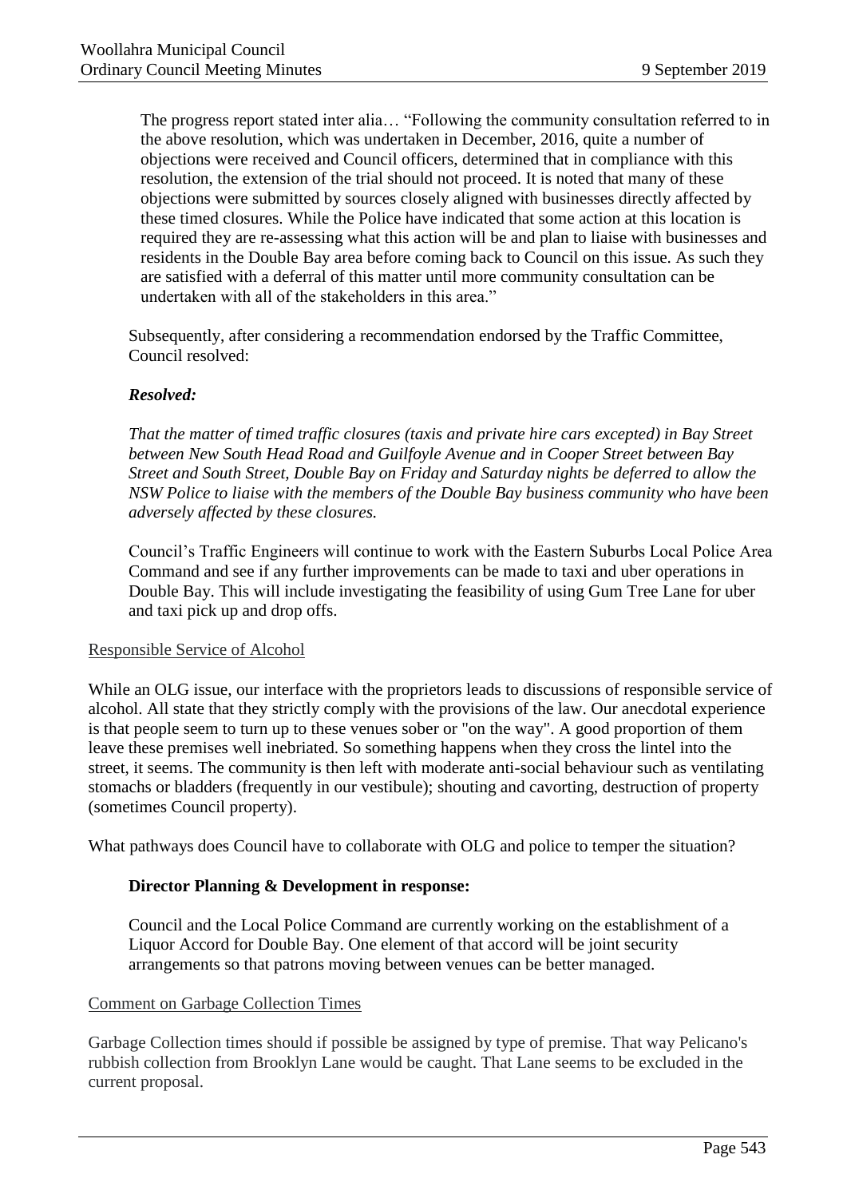> The progress report stated inter alia… "Following the community consultation referred to in the above resolution, which was undertaken in December, 2016, quite a number of objections were received and Council officers, determined that in compliance with this resolution, the extension of the trial should not proceed. It is noted that many of these objections were submitted by sources closely aligned with businesses directly affected by these timed closures. While the Police have indicated that some action at this location is required they are re-assessing what this action will be and plan to liaise with businesses and residents in the Double Bay area before coming back to Council on this issue. As such they are satisfied with a deferral of this matter until more community consultation can be undertaken with all of the stakeholders in this area."

Subsequently, after considering a recommendation endorsed by the Traffic Committee, Council resolved:

***Resolved:***

*That the matter of timed traffic closures (taxis and private hire cars excepted) in Bay Street between New South Head Road and Guilfoyle Avenue and in Cooper Street between Bay Street and South Street, Double Bay on Friday and Saturday nights be deferred to allow the NSW Police to liaise with the members of the Double Bay business community who have been adversely affected by these closures.*

Council's Traffic Engineers will continue to work with the Eastern Suburbs Local Police Area Command and see if any further improvements can be made to taxi and uber operations in Double Bay. This will include investigating the feasibility of using Gum Tree Lane for uber and taxi pick up and drop offs.

<u>Responsible Service of Alcohol</u>

While an OLG issue, our interface with the proprietors leads to discussions of responsible service of alcohol. All state that they strictly comply with the provisions of the law. Our anecdotal experience is that people seem to turn up to these venues sober or "on the way". A good proportion of them leave these premises well inebriated. So something happens when they cross the lintel into the street, it seems. The community is then left with moderate anti-social behaviour such as ventilating stomachs or bladders (frequently in our vestibule); shouting and cavorting, destruction of property (sometimes Council property).

What pathways does Council have to collaborate with OLG and police to temper the situation?

**Director Planning & Development in response:**

Council and the Local Police Command are currently working on the establishment of a Liquor Accord for Double Bay. One element of that accord will be joint security arrangements so that patrons moving between venues can be better managed.

<u>Comment on Garbage Collection Times</u>

Garbage Collection times should if possible be assigned by type of premise. That way Pelicano's rubbish collection from Brooklyn Lane would be caught. That Lane seems to be excluded in the current proposal.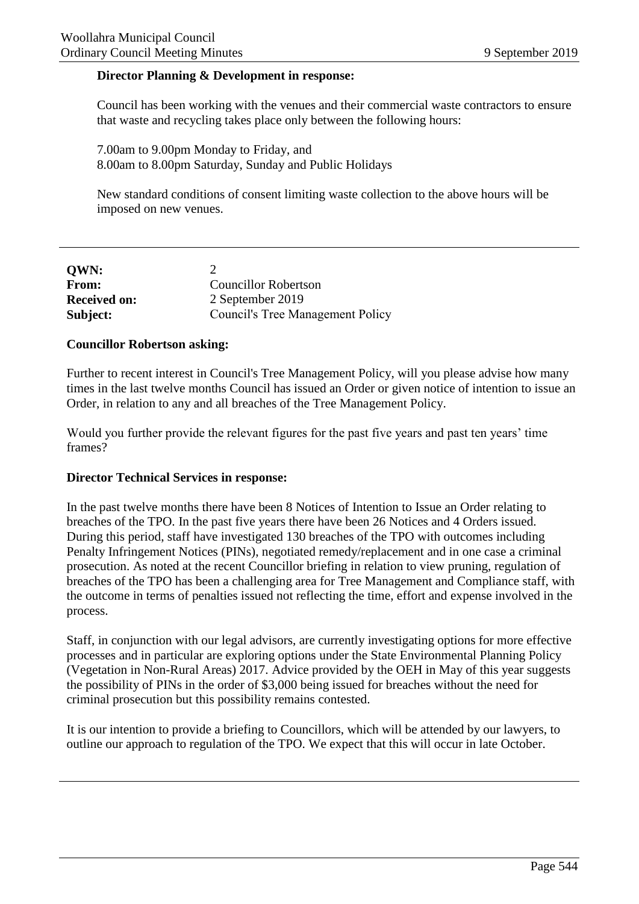**Director Planning & Development in response:**

Council has been working with the venues and their commercial waste contractors to ensure that waste and recycling takes place only between the following hours:

7.00am to 9.00pm Monday to Friday, and
8.00am to 8.00pm Saturday, Sunday and Public Holidays

New standard conditions of consent limiting waste collection to the above hours will be imposed on new venues.

---

| | |
|---|---|
| **QWN:** | 2 |
| **From:** | Councillor Robertson |
| **Received on:** | 2 September 2019 |
| **Subject:** | Council's Tree Management Policy |

**Councillor Robertson asking:**

Further to recent interest in Council's Tree Management Policy, will you please advise how many times in the last twelve months Council has issued an Order or given notice of intention to issue an Order, in relation to any and all breaches of the Tree Management Policy.

Would you further provide the relevant figures for the past five years and past ten years' time frames?

**Director Technical Services in response:**

In the past twelve months there have been 8 Notices of Intention to Issue an Order relating to breaches of the TPO. In the past five years there have been 26 Notices and 4 Orders issued. During this period, staff have investigated 130 breaches of the TPO with outcomes including Penalty Infringement Notices (PINs), negotiated remedy/replacement and in one case a criminal prosecution. As noted at the recent Councillor briefing in relation to view pruning, regulation of breaches of the TPO has been a challenging area for Tree Management and Compliance staff, with the outcome in terms of penalties issued not reflecting the time, effort and expense involved in the process.

Staff, in conjunction with our legal advisors, are currently investigating options for more effective processes and in particular are exploring options under the State Environmental Planning Policy (Vegetation in Non-Rural Areas) 2017. Advice provided by the OEH in May of this year suggests the possibility of PINs in the order of $3,000 being issued for breaches without the need for criminal prosecution but this possibility remains contested.

It is our intention to provide a briefing to Councillors, which will be attended by our lawyers, to outline our approach to regulation of the TPO. We expect that this will occur in late October.

---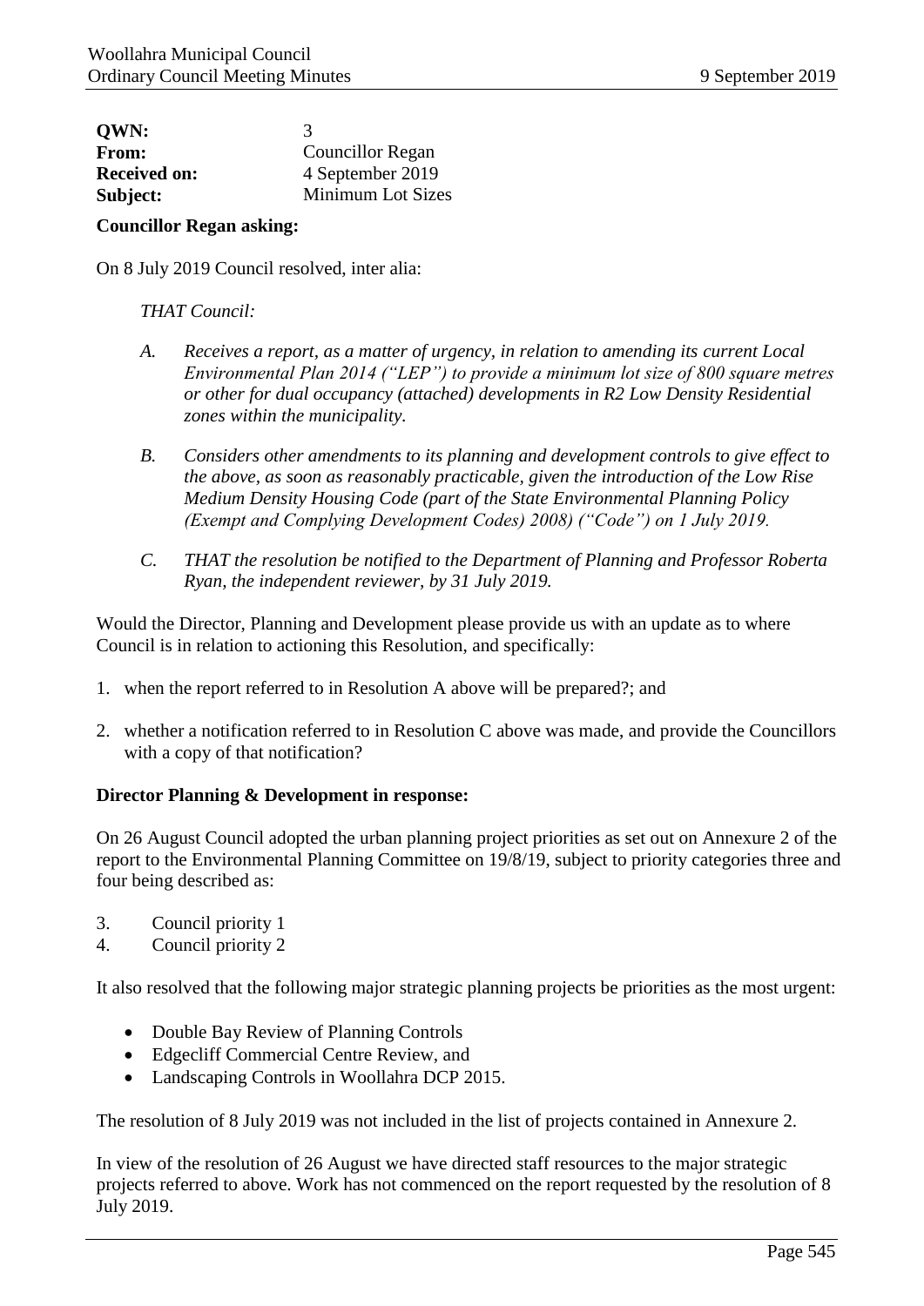| | |
|---|---|
| **QWN:** | 3 |
| **From:** | Councillor Regan |
| **Received on:** | 4 September 2019 |
| **Subject:** | Minimum Lot Sizes |

**Councillor Regan asking:**

On 8 July 2019 Council resolved, inter alia:

*THAT Council:*

*A. Receives a report, as a matter of urgency, in relation to amending its current Local Environmental Plan 2014 ("LEP") to provide a minimum lot size of 800 square metres or other for dual occupancy (attached) developments in R2 Low Density Residential zones within the municipality.*

*B. Considers other amendments to its planning and development controls to give effect to the above, as soon as reasonably practicable, given the introduction of the Low Rise Medium Density Housing Code (part of the State Environmental Planning Policy (Exempt and Complying Development Codes) 2008) ("Code") on 1 July 2019.*

*C. THAT the resolution be notified to the Department of Planning and Professor Roberta Ryan, the independent reviewer, by 31 July 2019.*

Would the Director, Planning and Development please provide us with an update as to where Council is in relation to actioning this Resolution, and specifically:

1. when the report referred to in Resolution A above will be prepared?; and
2. whether a notification referred to in Resolution C above was made, and provide the Councillors with a copy of that notification?

**Director Planning & Development in response:**

On 26 August Council adopted the urban planning project priorities as set out on Annexure 2 of the report to the Environmental Planning Committee on 19/8/19, subject to priority categories three and four being described as:

3. Council priority 1
4. Council priority 2

It also resolved that the following major strategic planning projects be priorities as the most urgent:

- Double Bay Review of Planning Controls
- Edgecliff Commercial Centre Review, and
- Landscaping Controls in Woollahra DCP 2015.

The resolution of 8 July 2019 was not included in the list of projects contained in Annexure 2.

In view of the resolution of 26 August we have directed staff resources to the major strategic projects referred to above. Work has not commenced on the report requested by the resolution of 8 July 2019.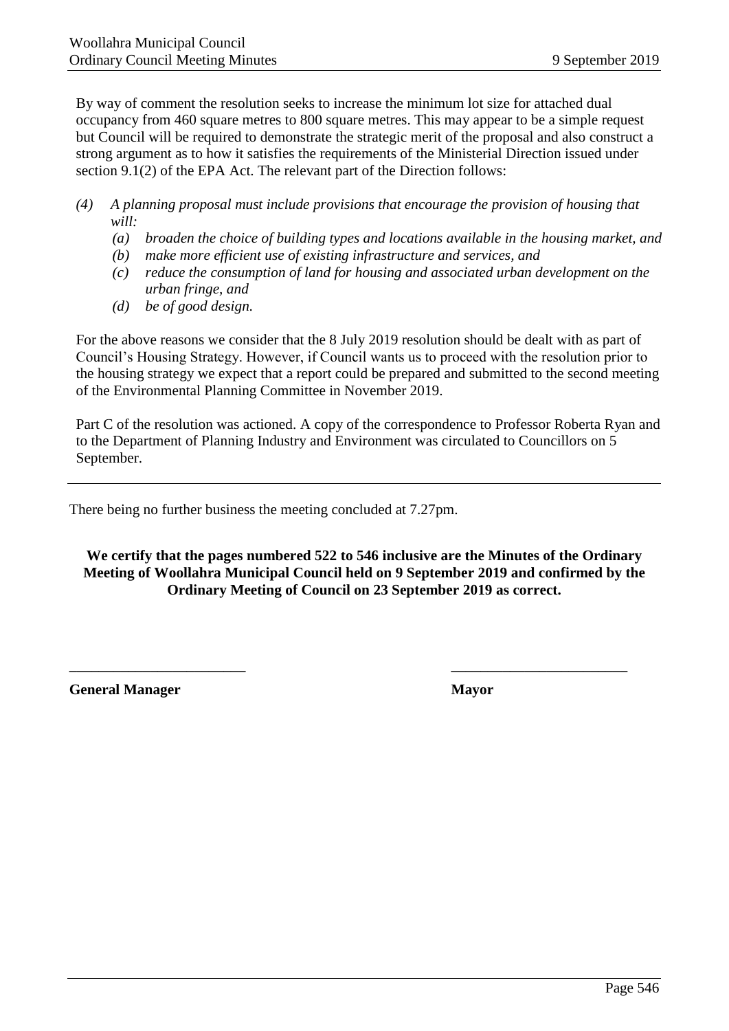By way of comment the resolution seeks to increase the minimum lot size for attached dual occupancy from 460 square metres to 800 square metres. This may appear to be a simple request but Council will be required to demonstrate the strategic merit of the proposal and also construct a strong argument as to how it satisfies the requirements of the Ministerial Direction issued under section 9.1(2) of the EPA Act. The relevant part of the Direction follows:

*(4) A planning proposal must include provisions that encourage the provision of housing that will:*

- *(a) broaden the choice of building types and locations available in the housing market, and*
- *(b) make more efficient use of existing infrastructure and services, and*
- *(c) reduce the consumption of land for housing and associated urban development on the urban fringe, and*
- *(d) be of good design.*

For the above reasons we consider that the 8 July 2019 resolution should be dealt with as part of Council's Housing Strategy. However, if Council wants us to proceed with the resolution prior to the housing strategy we expect that a report could be prepared and submitted to the second meeting of the Environmental Planning Committee in November 2019.

Part C of the resolution was actioned. A copy of the correspondence to Professor Roberta Ryan and to the Department of Planning Industry and Environment was circulated to Councillors on 5 September.

---

There being no further business the meeting concluded at 7.27pm.

**We certify that the pages numbered 522 to 546 inclusive are the Minutes of the Ordinary Meeting of Woollahra Municipal Council held on 9 September 2019 and confirmed by the Ordinary Meeting of Council on 23 September 2019 as correct.**

| | |
|---|---|
| **______________________** | **______________________** |
| **General Manager** | **Mayor** |